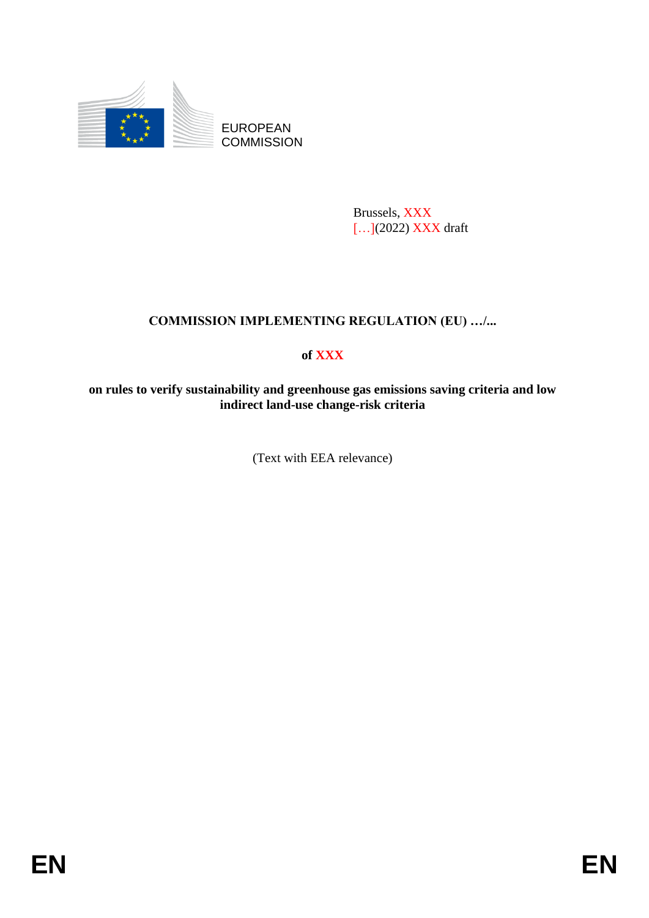EUROPEAN COMMISSION

Brussels, XXX
[…](2022) XXX draft

# COMMISSION IMPLEMENTING REGULATION (EU) …/...

**of XXX**

**on rules to verify sustainability and greenhouse gas emissions saving criteria and low indirect land-use change-risk criteria**

(Text with EEA relevance)

EN EN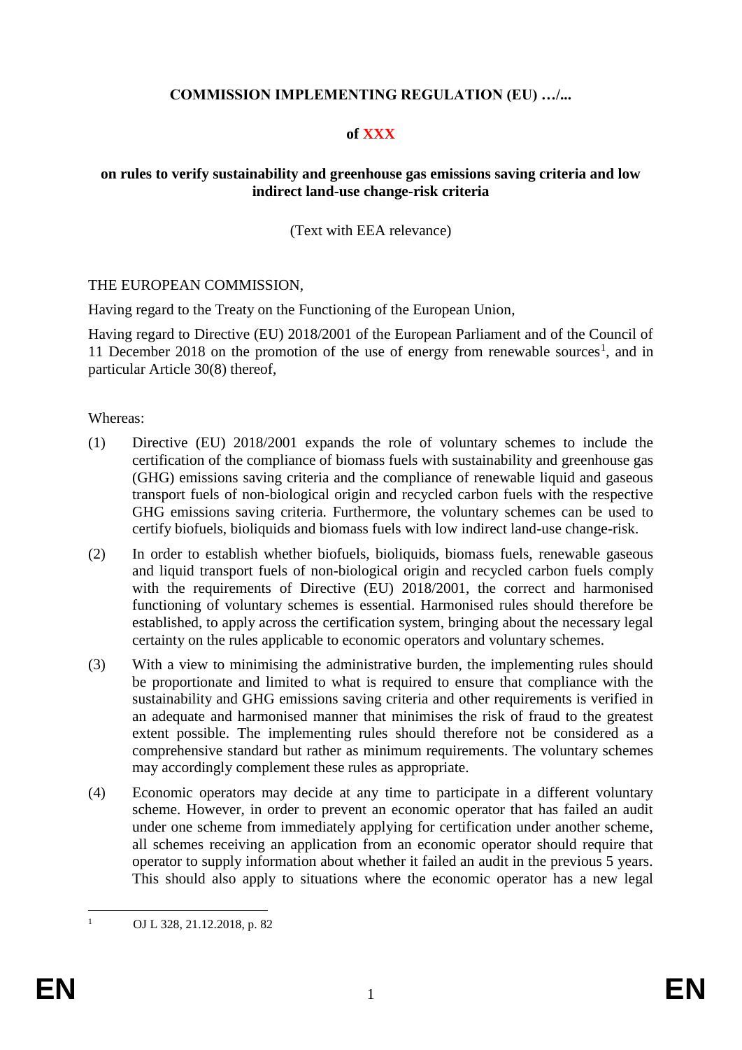**COMMISSION IMPLEMENTING REGULATION (EU) …/...**

**of XXX**

**on rules to verify sustainability and greenhouse gas emissions saving criteria and low indirect land-use change-risk criteria**

(Text with EEA relevance)

THE EUROPEAN COMMISSION,

Having regard to the Treaty on the Functioning of the European Union,

Having regard to Directive (EU) 2018/2001 of the European Parliament and of the Council of 11 December 2018 on the promotion of the use of energy from renewable sources[1], and in particular Article 30(8) thereof,

Whereas:

(1) Directive (EU) 2018/2001 expands the role of voluntary schemes to include the certification of the compliance of biomass fuels with sustainability and greenhouse gas (GHG) emissions saving criteria and the compliance of renewable liquid and gaseous transport fuels of non-biological origin and recycled carbon fuels with the respective GHG emissions saving criteria. Furthermore, the voluntary schemes can be used to certify biofuels, bioliquids and biomass fuels with low indirect land-use change-risk.

(2) In order to establish whether biofuels, bioliquids, biomass fuels, renewable gaseous and liquid transport fuels of non-biological origin and recycled carbon fuels comply with the requirements of Directive (EU) 2018/2001, the correct and harmonised functioning of voluntary schemes is essential. Harmonised rules should therefore be established, to apply across the certification system, bringing about the necessary legal certainty on the rules applicable to economic operators and voluntary schemes.

(3) With a view to minimising the administrative burden, the implementing rules should be proportionate and limited to what is required to ensure that compliance with the sustainability and GHG emissions saving criteria and other requirements is verified in an adequate and harmonised manner that minimises the risk of fraud to the greatest extent possible. The implementing rules should therefore not be considered as a comprehensive standard but rather as minimum requirements. The voluntary schemes may accordingly complement these rules as appropriate.

(4) Economic operators may decide at any time to participate in a different voluntary scheme. However, in order to prevent an economic operator that has failed an audit under one scheme from immediately applying for certification under another scheme, all schemes receiving an application from an economic operator should require that operator to supply information about whether it failed an audit in the previous 5 years. This should also apply to situations where the economic operator has a new legal

[1] OJ L 328, 21.12.2018, p. 82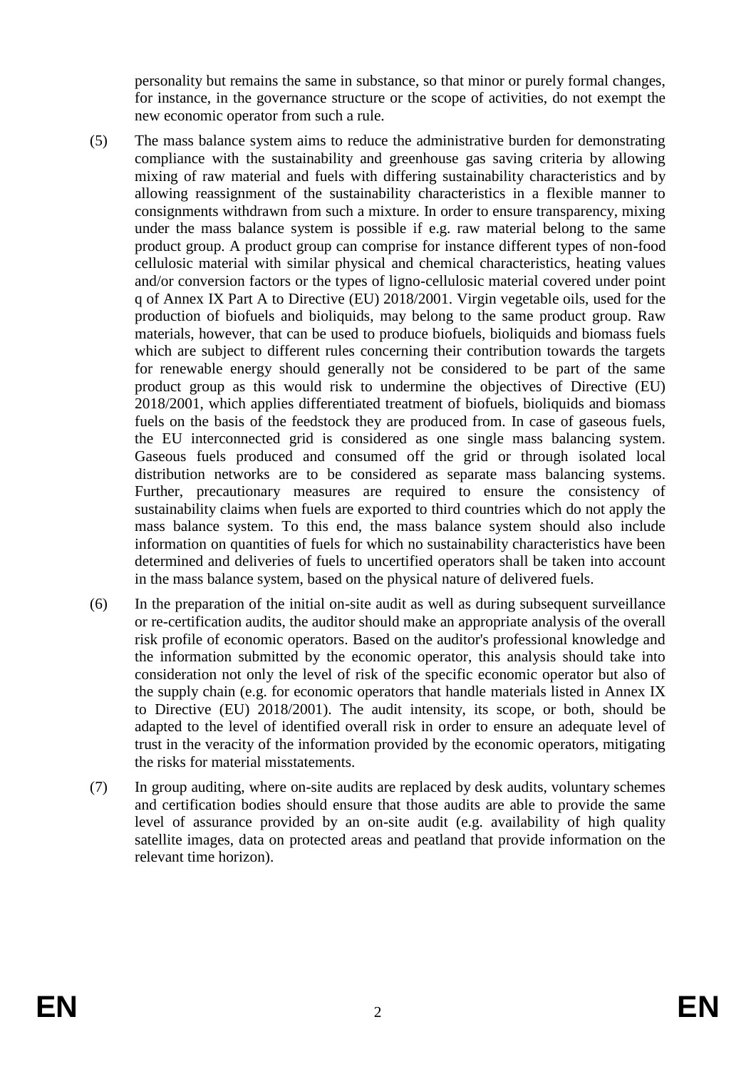personality but remains the same in substance, so that minor or purely formal changes, for instance, in the governance structure or the scope of activities, do not exempt the new economic operator from such a rule.

(5) The mass balance system aims to reduce the administrative burden for demonstrating compliance with the sustainability and greenhouse gas saving criteria by allowing mixing of raw material and fuels with differing sustainability characteristics and by allowing reassignment of the sustainability characteristics in a flexible manner to consignments withdrawn from such a mixture. In order to ensure transparency, mixing under the mass balance system is possible if e.g. raw material belong to the same product group. A product group can comprise for instance different types of non-food cellulosic material with similar physical and chemical characteristics, heating values and/or conversion factors or the types of ligno-cellulosic material covered under point q of Annex IX Part A to Directive (EU) 2018/2001. Virgin vegetable oils, used for the production of biofuels and bioliquids, may belong to the same product group. Raw materials, however, that can be used to produce biofuels, bioliquids and biomass fuels which are subject to different rules concerning their contribution towards the targets for renewable energy should generally not be considered to be part of the same product group as this would risk to undermine the objectives of Directive (EU) 2018/2001, which applies differentiated treatment of biofuels, bioliquids and biomass fuels on the basis of the feedstock they are produced from. In case of gaseous fuels, the EU interconnected grid is considered as one single mass balancing system. Gaseous fuels produced and consumed off the grid or through isolated local distribution networks are to be considered as separate mass balancing systems. Further, precautionary measures are required to ensure the consistency of sustainability claims when fuels are exported to third countries which do not apply the mass balance system. To this end, the mass balance system should also include information on quantities of fuels for which no sustainability characteristics have been determined and deliveries of fuels to uncertified operators shall be taken into account in the mass balance system, based on the physical nature of delivered fuels.

(6) In the preparation of the initial on-site audit as well as during subsequent surveillance or re-certification audits, the auditor should make an appropriate analysis of the overall risk profile of economic operators. Based on the auditor's professional knowledge and the information submitted by the economic operator, this analysis should take into consideration not only the level of risk of the specific economic operator but also of the supply chain (e.g. for economic operators that handle materials listed in Annex IX to Directive (EU) 2018/2001). The audit intensity, its scope, or both, should be adapted to the level of identified overall risk in order to ensure an adequate level of trust in the veracity of the information provided by the economic operators, mitigating the risks for material misstatements.

(7) In group auditing, where on-site audits are replaced by desk audits, voluntary schemes and certification bodies should ensure that those audits are able to provide the same level of assurance provided by an on-site audit (e.g. availability of high quality satellite images, data on protected areas and peatland that provide information on the relevant time horizon).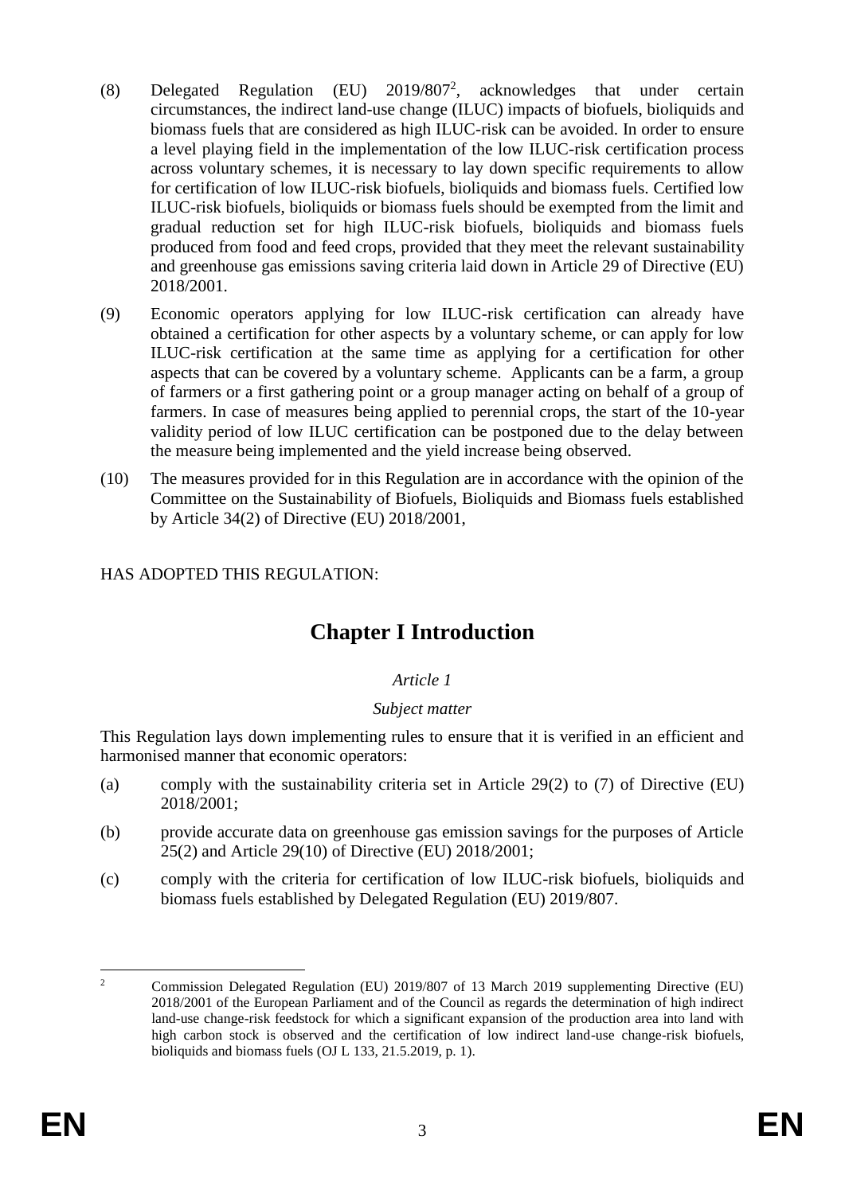(8) Delegated Regulation (EU) 2019/807[2], acknowledges that under certain circumstances, the indirect land-use change (ILUC) impacts of biofuels, bioliquids and biomass fuels that are considered as high ILUC-risk can be avoided. In order to ensure a level playing field in the implementation of the low ILUC-risk certification process across voluntary schemes, it is necessary to lay down specific requirements to allow for certification of low ILUC-risk biofuels, bioliquids and biomass fuels. Certified low ILUC-risk biofuels, bioliquids or biomass fuels should be exempted from the limit and gradual reduction set for high ILUC-risk biofuels, bioliquids and biomass fuels produced from food and feed crops, provided that they meet the relevant sustainability and greenhouse gas emissions saving criteria laid down in Article 29 of Directive (EU) 2018/2001.

(9) Economic operators applying for low ILUC-risk certification can already have obtained a certification for other aspects by a voluntary scheme, or can apply for low ILUC-risk certification at the same time as applying for a certification for other aspects that can be covered by a voluntary scheme. Applicants can be a farm, a group of farmers or a first gathering point or a group manager acting on behalf of a group of farmers. In case of measures being applied to perennial crops, the start of the 10-year validity period of low ILUC certification can be postponed due to the delay between the measure being implemented and the yield increase being observed.

(10) The measures provided for in this Regulation are in accordance with the opinion of the Committee on the Sustainability of Biofuels, Bioliquids and Biomass fuels established by Article 34(2) of Directive (EU) 2018/2001,

HAS ADOPTED THIS REGULATION:

# Chapter I Introduction

*Article 1*

*Subject matter*

This Regulation lays down implementing rules to ensure that it is verified in an efficient and harmonised manner that economic operators:

(a) comply with the sustainability criteria set in Article 29(2) to (7) of Directive (EU) 2018/2001;

(b) provide accurate data on greenhouse gas emission savings for the purposes of Article 25(2) and Article 29(10) of Directive (EU) 2018/2001;

(c) comply with the criteria for certification of low ILUC-risk biofuels, bioliquids and biomass fuels established by Delegated Regulation (EU) 2019/807.

---

[2] Commission Delegated Regulation (EU) 2019/807 of 13 March 2019 supplementing Directive (EU) 2018/2001 of the European Parliament and of the Council as regards the determination of high indirect land-use change-risk feedstock for which a significant expansion of the production area into land with high carbon stock is observed and the certification of low indirect land-use change-risk biofuels, bioliquids and biomass fuels (OJ L 133, 21.5.2019, p. 1).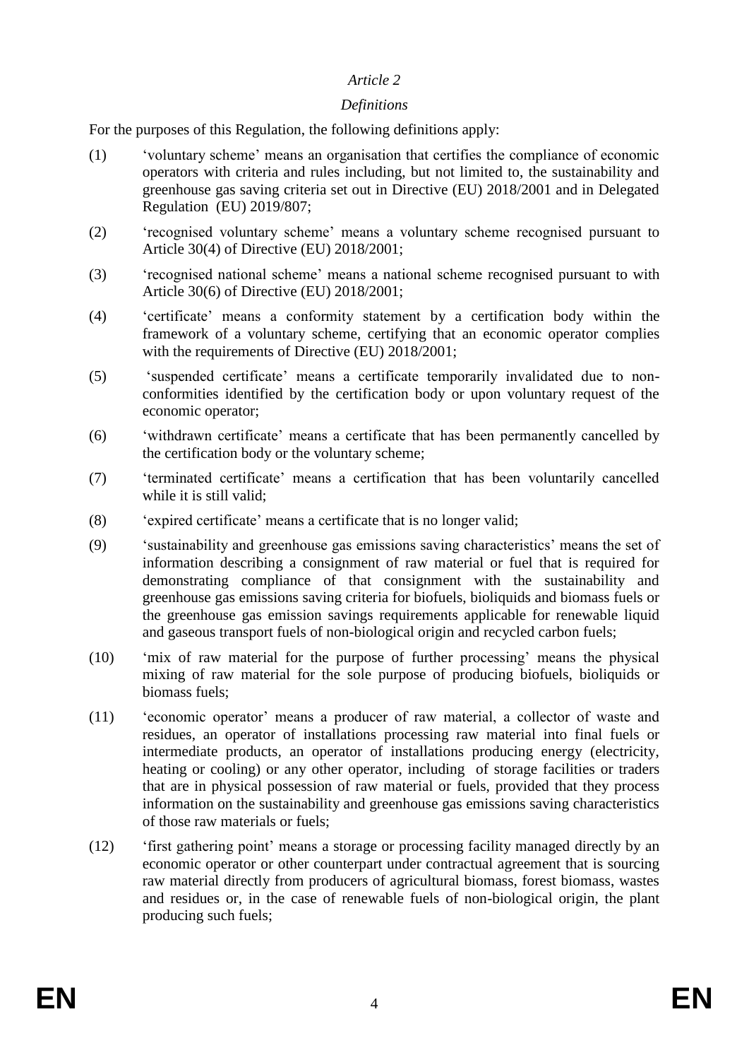*Article 2*

*Definitions*

For the purposes of this Regulation, the following definitions apply:

(1) 'voluntary scheme' means an organisation that certifies the compliance of economic operators with criteria and rules including, but not limited to, the sustainability and greenhouse gas saving criteria set out in Directive (EU) 2018/2001 and in Delegated Regulation (EU) 2019/807;

(2) 'recognised voluntary scheme' means a voluntary scheme recognised pursuant to Article 30(4) of Directive (EU) 2018/2001;

(3) 'recognised national scheme' means a national scheme recognised pursuant to with Article 30(6) of Directive (EU) 2018/2001;

(4) 'certificate' means a conformity statement by a certification body within the framework of a voluntary scheme, certifying that an economic operator complies with the requirements of Directive (EU) 2018/2001;

(5) 'suspended certificate' means a certificate temporarily invalidated due to non-conformities identified by the certification body or upon voluntary request of the economic operator;

(6) 'withdrawn certificate' means a certificate that has been permanently cancelled by the certification body or the voluntary scheme;

(7) 'terminated certificate' means a certification that has been voluntarily cancelled while it is still valid;

(8) 'expired certificate' means a certificate that is no longer valid;

(9) 'sustainability and greenhouse gas emissions saving characteristics' means the set of information describing a consignment of raw material or fuel that is required for demonstrating compliance of that consignment with the sustainability and greenhouse gas emissions saving criteria for biofuels, bioliquids and biomass fuels or the greenhouse gas emission savings requirements applicable for renewable liquid and gaseous transport fuels of non-biological origin and recycled carbon fuels;

(10) 'mix of raw material for the purpose of further processing' means the physical mixing of raw material for the sole purpose of producing biofuels, bioliquids or biomass fuels;

(11) 'economic operator' means a producer of raw material, a collector of waste and residues, an operator of installations processing raw material into final fuels or intermediate products, an operator of installations producing energy (electricity, heating or cooling) or any other operator, including of storage facilities or traders that are in physical possession of raw material or fuels, provided that they process information on the sustainability and greenhouse gas emissions saving characteristics of those raw materials or fuels;

(12) 'first gathering point' means a storage or processing facility managed directly by an economic operator or other counterpart under contractual agreement that is sourcing raw material directly from producers of agricultural biomass, forest biomass, wastes and residues or, in the case of renewable fuels of non-biological origin, the plant producing such fuels;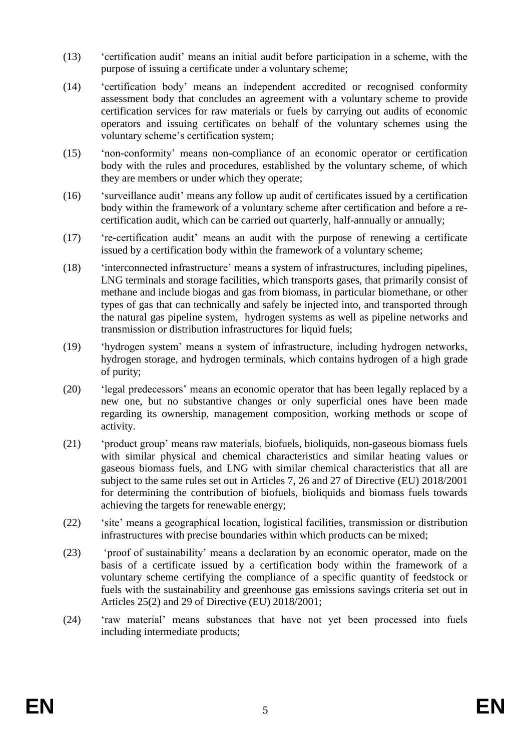(13) 'certification audit' means an initial audit before participation in a scheme, with the purpose of issuing a certificate under a voluntary scheme;

(14) 'certification body' means an independent accredited or recognised conformity assessment body that concludes an agreement with a voluntary scheme to provide certification services for raw materials or fuels by carrying out audits of economic operators and issuing certificates on behalf of the voluntary schemes using the voluntary scheme's certification system;

(15) 'non-conformity' means non-compliance of an economic operator or certification body with the rules and procedures, established by the voluntary scheme, of which they are members or under which they operate;

(16) 'surveillance audit' means any follow up audit of certificates issued by a certification body within the framework of a voluntary scheme after certification and before a re-certification audit, which can be carried out quarterly, half-annually or annually;

(17) 're-certification audit' means an audit with the purpose of renewing a certificate issued by a certification body within the framework of a voluntary scheme;

(18) 'interconnected infrastructure' means a system of infrastructures, including pipelines, LNG terminals and storage facilities, which transports gases, that primarily consist of methane and include biogas and gas from biomass, in particular biomethane, or other types of gas that can technically and safely be injected into, and transported through the natural gas pipeline system, hydrogen systems as well as pipeline networks and transmission or distribution infrastructures for liquid fuels;

(19) 'hydrogen system' means a system of infrastructure, including hydrogen networks, hydrogen storage, and hydrogen terminals, which contains hydrogen of a high grade of purity;

(20) 'legal predecessors' means an economic operator that has been legally replaced by a new one, but no substantive changes or only superficial ones have been made regarding its ownership, management composition, working methods or scope of activity.

(21) 'product group' means raw materials, biofuels, bioliquids, non-gaseous biomass fuels with similar physical and chemical characteristics and similar heating values or gaseous biomass fuels, and LNG with similar chemical characteristics that all are subject to the same rules set out in Articles 7, 26 and 27 of Directive (EU) 2018/2001 for determining the contribution of biofuels, bioliquids and biomass fuels towards achieving the targets for renewable energy;

(22) 'site' means a geographical location, logistical facilities, transmission or distribution infrastructures with precise boundaries within which products can be mixed;

(23) 'proof of sustainability' means a declaration by an economic operator, made on the basis of a certificate issued by a certification body within the framework of a voluntary scheme certifying the compliance of a specific quantity of feedstock or fuels with the sustainability and greenhouse gas emissions savings criteria set out in Articles 25(2) and 29 of Directive (EU) 2018/2001;

(24) 'raw material' means substances that have not yet been processed into fuels including intermediate products;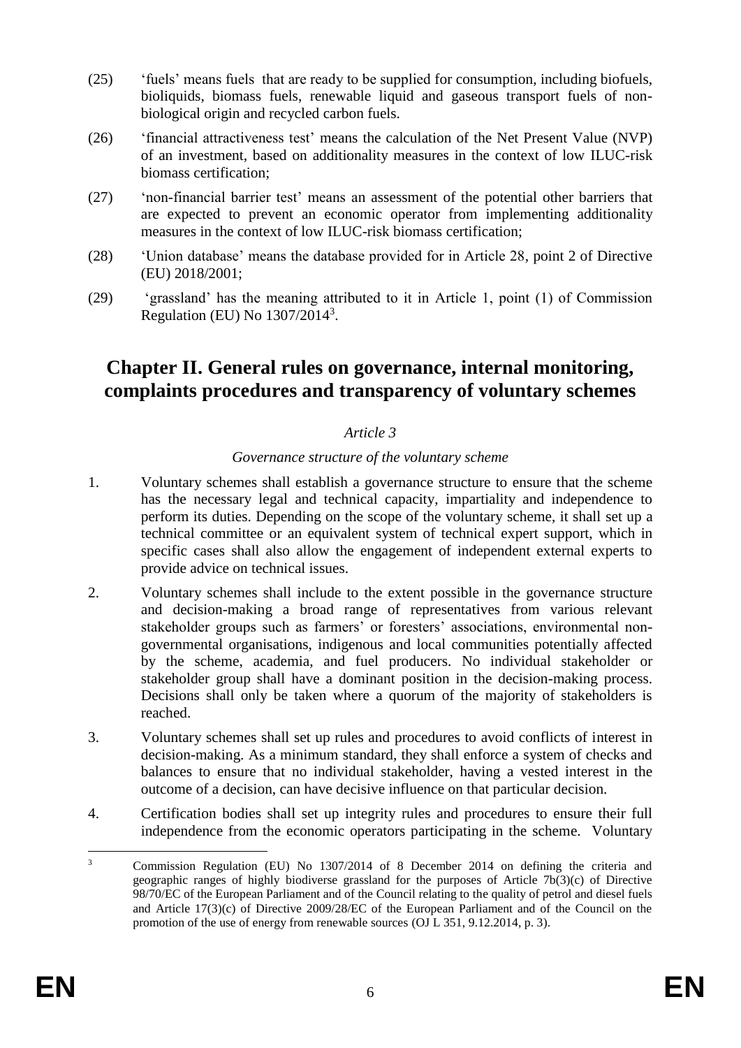(25) ‘fuels’ means fuels that are ready to be supplied for consumption, including biofuels, bioliquids, biomass fuels, renewable liquid and gaseous transport fuels of non-biological origin and recycled carbon fuels.

(26) ‘financial attractiveness test’ means the calculation of the Net Present Value (NVP) of an investment, based on additionality measures in the context of low ILUC-risk biomass certification;

(27) ‘non-financial barrier test’ means an assessment of the potential other barriers that are expected to prevent an economic operator from implementing additionality measures in the context of low ILUC-risk biomass certification;

(28) ‘Union database’ means the database provided for in Article 28, point 2 of Directive (EU) 2018/2001;

(29) ‘grassland’ has the meaning attributed to it in Article 1, point (1) of Commission Regulation (EU) No 1307/2014[3].

## Chapter II. General rules on governance, internal monitoring, complaints procedures and transparency of voluntary schemes

*Article 3*

*Governance structure of the voluntary scheme*

1. Voluntary schemes shall establish a governance structure to ensure that the scheme has the necessary legal and technical capacity, impartiality and independence to perform its duties. Depending on the scope of the voluntary scheme, it shall set up a technical committee or an equivalent system of technical expert support, which in specific cases shall also allow the engagement of independent external experts to provide advice on technical issues.

2. Voluntary schemes shall include to the extent possible in the governance structure and decision-making a broad range of representatives from various relevant stakeholder groups such as farmers’ or foresters’ associations, environmental non-governmental organisations, indigenous and local communities potentially affected by the scheme, academia, and fuel producers. No individual stakeholder or stakeholder group shall have a dominant position in the decision-making process. Decisions shall only be taken where a quorum of the majority of stakeholders is reached.

3. Voluntary schemes shall set up rules and procedures to avoid conflicts of interest in decision-making. As a minimum standard, they shall enforce a system of checks and balances to ensure that no individual stakeholder, having a vested interest in the outcome of a decision, can have decisive influence on that particular decision.

4. Certification bodies shall set up integrity rules and procedures to ensure their full independence from the economic operators participating in the scheme. Voluntary

---

[3] Commission Regulation (EU) No 1307/2014 of 8 December 2014 on defining the criteria and geographic ranges of highly biodiverse grassland for the purposes of Article 7b(3)(c) of Directive 98/70/EC of the European Parliament and of the Council relating to the quality of petrol and diesel fuels and Article 17(3)(c) of Directive 2009/28/EC of the European Parliament and of the Council on the promotion of the use of energy from renewable sources (OJ L 351, 9.12.2014, p. 3).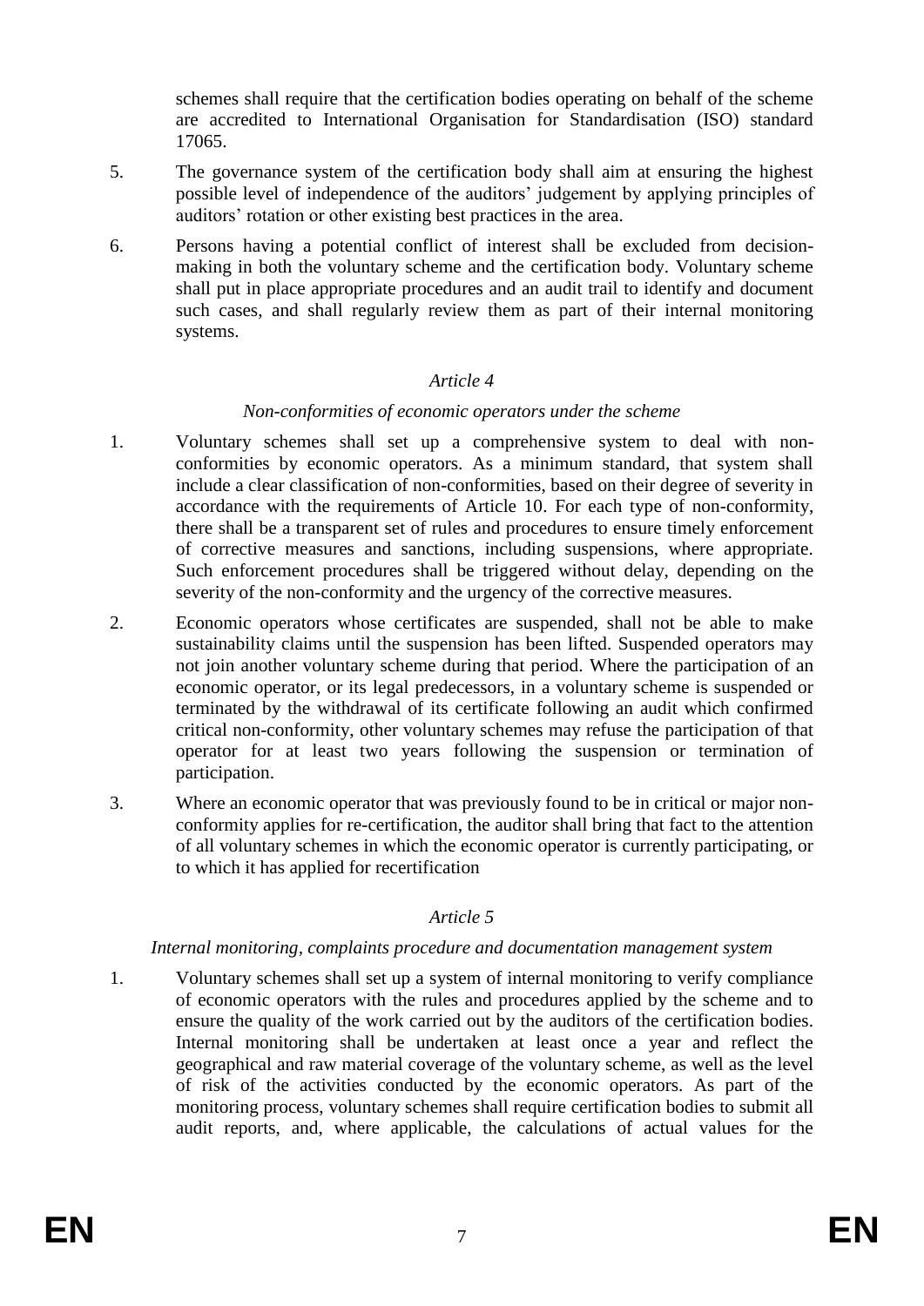schemes shall require that the certification bodies operating on behalf of the scheme are accredited to International Organisation for Standardisation (ISO) standard 17065.

5. The governance system of the certification body shall aim at ensuring the highest possible level of independence of the auditors' judgement by applying principles of auditors' rotation or other existing best practices in the area.

6. Persons having a potential conflict of interest shall be excluded from decision-making in both the voluntary scheme and the certification body. Voluntary scheme shall put in place appropriate procedures and an audit trail to identify and document such cases, and shall regularly review them as part of their internal monitoring systems.

*Article 4*

*Non-conformities of economic operators under the scheme*

1. Voluntary schemes shall set up a comprehensive system to deal with non-conformities by economic operators. As a minimum standard, that system shall include a clear classification of non-conformities, based on their degree of severity in accordance with the requirements of Article 10. For each type of non-conformity, there shall be a transparent set of rules and procedures to ensure timely enforcement of corrective measures and sanctions, including suspensions, where appropriate. Such enforcement procedures shall be triggered without delay, depending on the severity of the non-conformity and the urgency of the corrective measures.

2. Economic operators whose certificates are suspended, shall not be able to make sustainability claims until the suspension has been lifted. Suspended operators may not join another voluntary scheme during that period. Where the participation of an economic operator, or its legal predecessors, in a voluntary scheme is suspended or terminated by the withdrawal of its certificate following an audit which confirmed critical non-conformity, other voluntary schemes may refuse the participation of that operator for at least two years following the suspension or termination of participation.

3. Where an economic operator that was previously found to be in critical or major non-conformity applies for re-certification, the auditor shall bring that fact to the attention of all voluntary schemes in which the economic operator is currently participating, or to which it has applied for recertification

*Article 5*

*Internal monitoring, complaints procedure and documentation management system*

1. Voluntary schemes shall set up a system of internal monitoring to verify compliance of economic operators with the rules and procedures applied by the scheme and to ensure the quality of the work carried out by the auditors of the certification bodies. Internal monitoring shall be undertaken at least once a year and reflect the geographical and raw material coverage of the voluntary scheme, as well as the level of risk of the activities conducted by the economic operators. As part of the monitoring process, voluntary schemes shall require certification bodies to submit all audit reports, and, where applicable, the calculations of actual values for the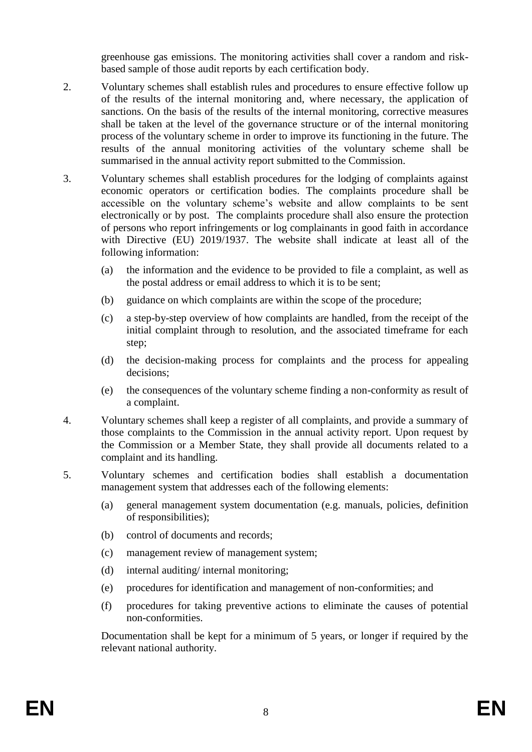greenhouse gas emissions. The monitoring activities shall cover a random and risk-based sample of those audit reports by each certification body.

2. Voluntary schemes shall establish rules and procedures to ensure effective follow up of the results of the internal monitoring and, where necessary, the application of sanctions. On the basis of the results of the internal monitoring, corrective measures shall be taken at the level of the governance structure or of the internal monitoring process of the voluntary scheme in order to improve its functioning in the future. The results of the annual monitoring activities of the voluntary scheme shall be summarised in the annual activity report submitted to the Commission.

3. Voluntary schemes shall establish procedures for the lodging of complaints against economic operators or certification bodies. The complaints procedure shall be accessible on the voluntary scheme's website and allow complaints to be sent electronically or by post. The complaints procedure shall also ensure the protection of persons who report infringements or log complainants in good faith in accordance with Directive (EU) 2019/1937. The website shall indicate at least all of the following information:

   (a) the information and the evidence to be provided to file a complaint, as well as the postal address or email address to which it is to be sent;

   (b) guidance on which complaints are within the scope of the procedure;

   (c) a step-by-step overview of how complaints are handled, from the receipt of the initial complaint through to resolution, and the associated timeframe for each step;

   (d) the decision-making process for complaints and the process for appealing decisions;

   (e) the consequences of the voluntary scheme finding a non-conformity as result of a complaint.

4. Voluntary schemes shall keep a register of all complaints, and provide a summary of those complaints to the Commission in the annual activity report. Upon request by the Commission or a Member State, they shall provide all documents related to a complaint and its handling.

5. Voluntary schemes and certification bodies shall establish a documentation management system that addresses each of the following elements:

   (a) general management system documentation (e.g. manuals, policies, definition of responsibilities);

   (b) control of documents and records;

   (c) management review of management system;

   (d) internal auditing/ internal monitoring;

   (e) procedures for identification and management of non-conformities; and

   (f) procedures for taking preventive actions to eliminate the causes of potential non-conformities.

   Documentation shall be kept for a minimum of 5 years, or longer if required by the relevant national authority.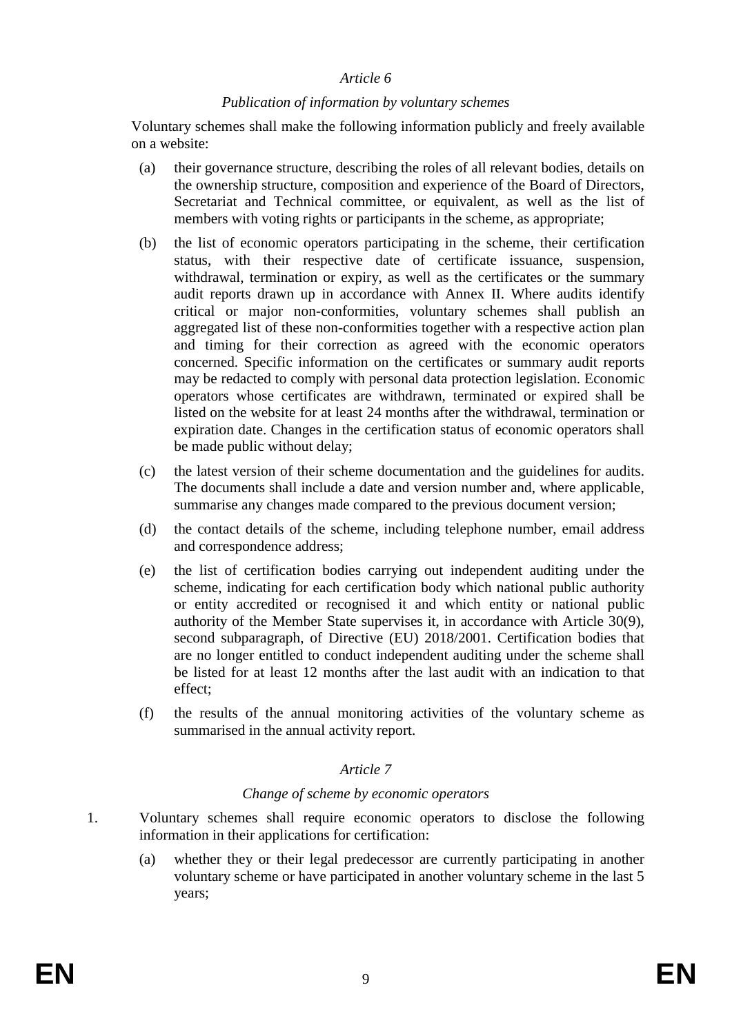*Article 6*

*Publication of information by voluntary schemes*

Voluntary schemes shall make the following information publicly and freely available on a website:

(a) their governance structure, describing the roles of all relevant bodies, details on the ownership structure, composition and experience of the Board of Directors, Secretariat and Technical committee, or equivalent, as well as the list of members with voting rights or participants in the scheme, as appropriate;

(b) the list of economic operators participating in the scheme, their certification status, with their respective date of certificate issuance, suspension, withdrawal, termination or expiry, as well as the certificates or the summary audit reports drawn up in accordance with Annex II. Where audits identify critical or major non-conformities, voluntary schemes shall publish an aggregated list of these non-conformities together with a respective action plan and timing for their correction as agreed with the economic operators concerned. Specific information on the certificates or summary audit reports may be redacted to comply with personal data protection legislation. Economic operators whose certificates are withdrawn, terminated or expired shall be listed on the website for at least 24 months after the withdrawal, termination or expiration date. Changes in the certification status of economic operators shall be made public without delay;

(c) the latest version of their scheme documentation and the guidelines for audits. The documents shall include a date and version number and, where applicable, summarise any changes made compared to the previous document version;

(d) the contact details of the scheme, including telephone number, email address and correspondence address;

(e) the list of certification bodies carrying out independent auditing under the scheme, indicating for each certification body which national public authority or entity accredited or recognised it and which entity or national public authority of the Member State supervises it, in accordance with Article 30(9), second subparagraph, of Directive (EU) 2018/2001. Certification bodies that are no longer entitled to conduct independent auditing under the scheme shall be listed for at least 12 months after the last audit with an indication to that effect;

(f) the results of the annual monitoring activities of the voluntary scheme as summarised in the annual activity report.

*Article 7*

*Change of scheme by economic operators*

1. Voluntary schemes shall require economic operators to disclose the following information in their applications for certification:

   (a) whether they or their legal predecessor are currently participating in another voluntary scheme or have participated in another voluntary scheme in the last 5 years;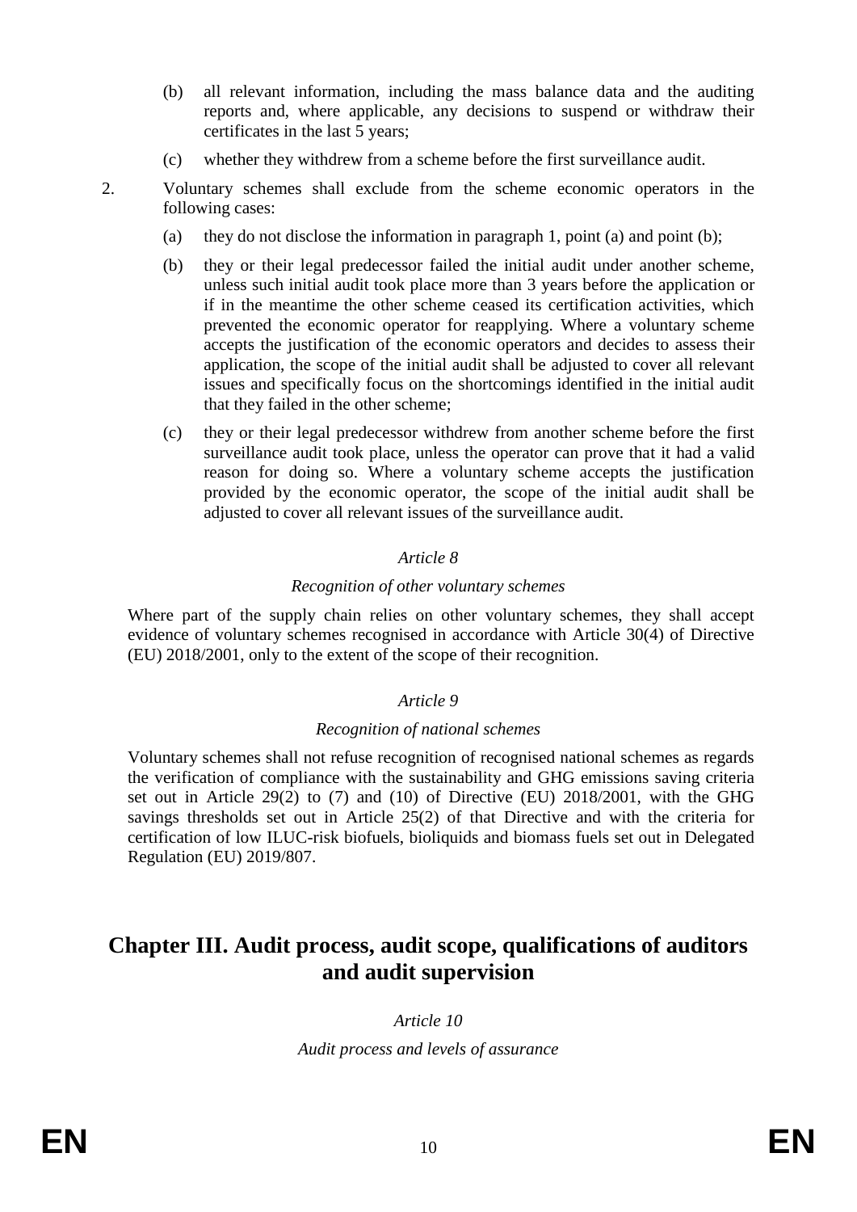(b) all relevant information, including the mass balance data and the auditing reports and, where applicable, any decisions to suspend or withdraw their certificates in the last 5 years;

(c) whether they withdrew from a scheme before the first surveillance audit.

2. Voluntary schemes shall exclude from the scheme economic operators in the following cases:

   (a) they do not disclose the information in paragraph 1, point (a) and point (b);

   (b) they or their legal predecessor failed the initial audit under another scheme, unless such initial audit took place more than 3 years before the application or if in the meantime the other scheme ceased its certification activities, which prevented the economic operator for reapplying. Where a voluntary scheme accepts the justification of the economic operators and decides to assess their application, the scope of the initial audit shall be adjusted to cover all relevant issues and specifically focus on the shortcomings identified in the initial audit that they failed in the other scheme;

   (c) they or their legal predecessor withdrew from another scheme before the first surveillance audit took place, unless the operator can prove that it had a valid reason for doing so. Where a voluntary scheme accepts the justification provided by the economic operator, the scope of the initial audit shall be adjusted to cover all relevant issues of the surveillance audit.

*Article 8*

*Recognition of other voluntary schemes*

Where part of the supply chain relies on other voluntary schemes, they shall accept evidence of voluntary schemes recognised in accordance with Article 30(4) of Directive (EU) 2018/2001, only to the extent of the scope of their recognition.

*Article 9*

*Recognition of national schemes*

Voluntary schemes shall not refuse recognition of recognised national schemes as regards the verification of compliance with the sustainability and GHG emissions saving criteria set out in Article 29(2) to (7) and (10) of Directive (EU) 2018/2001, with the GHG savings thresholds set out in Article 25(2) of that Directive and with the criteria for certification of low ILUC-risk biofuels, bioliquids and biomass fuels set out in Delegated Regulation (EU) 2019/807.

## Chapter III. Audit process, audit scope, qualifications of auditors and audit supervision

*Article 10*

*Audit process and levels of assurance*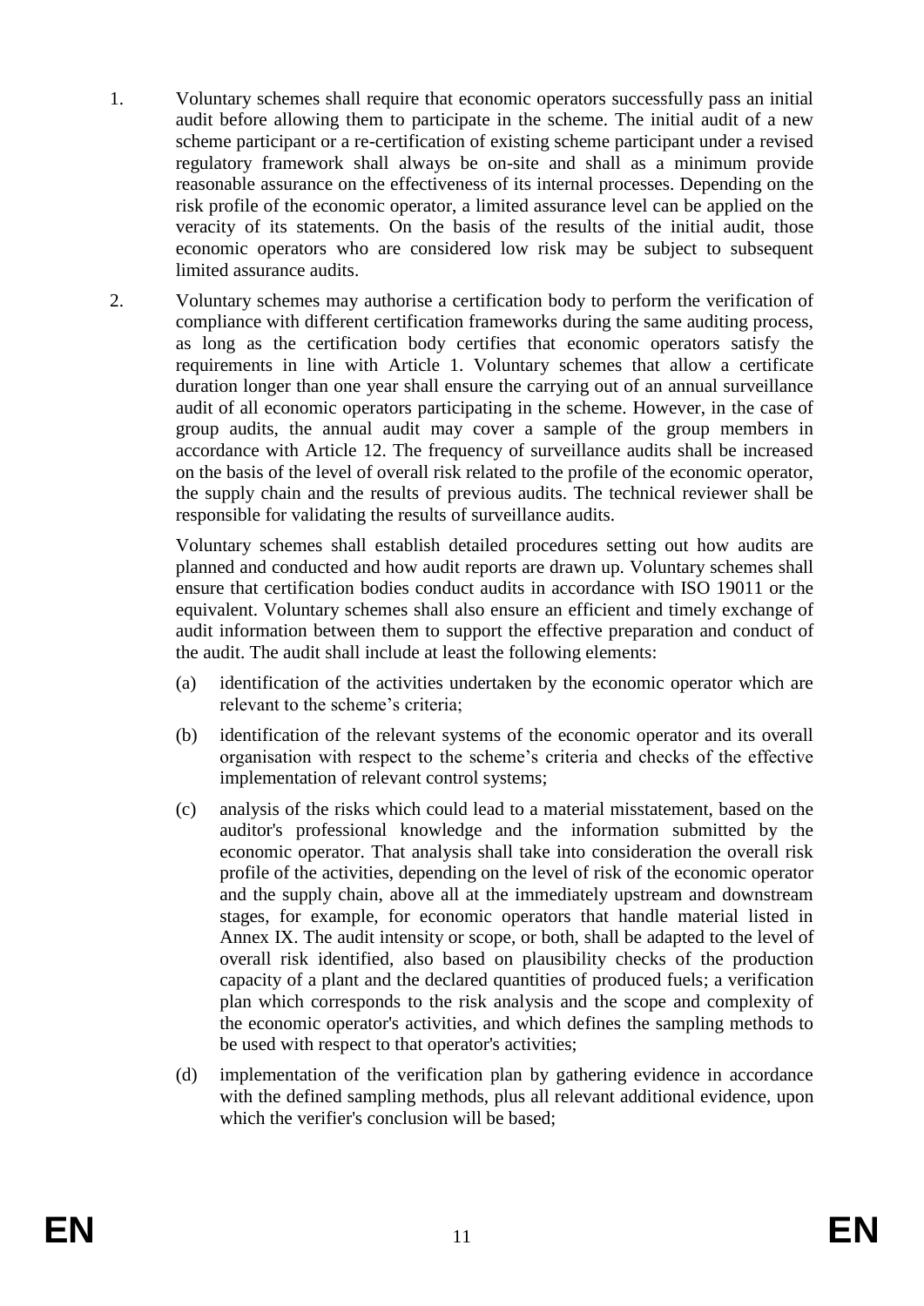1. Voluntary schemes shall require that economic operators successfully pass an initial audit before allowing them to participate in the scheme. The initial audit of a new scheme participant or a re-certification of existing scheme participant under a revised regulatory framework shall always be on-site and shall as a minimum provide reasonable assurance on the effectiveness of its internal processes. Depending on the risk profile of the economic operator, a limited assurance level can be applied on the veracity of its statements. On the basis of the results of the initial audit, those economic operators who are considered low risk may be subject to subsequent limited assurance audits.

2. Voluntary schemes may authorise a certification body to perform the verification of compliance with different certification frameworks during the same auditing process, as long as the certification body certifies that economic operators satisfy the requirements in line with Article 1. Voluntary schemes that allow a certificate duration longer than one year shall ensure the carrying out of an annual surveillance audit of all economic operators participating in the scheme. However, in the case of group audits, the annual audit may cover a sample of the group members in accordance with Article 12. The frequency of surveillance audits shall be increased on the basis of the level of overall risk related to the profile of the economic operator, the supply chain and the results of previous audits. The technical reviewer shall be responsible for validating the results of surveillance audits.

   Voluntary schemes shall establish detailed procedures setting out how audits are planned and conducted and how audit reports are drawn up. Voluntary schemes shall ensure that certification bodies conduct audits in accordance with ISO 19011 or the equivalent. Voluntary schemes shall also ensure an efficient and timely exchange of audit information between them to support the effective preparation and conduct of the audit. The audit shall include at least the following elements:

   (a) identification of the activities undertaken by the economic operator which are relevant to the scheme's criteria;

   (b) identification of the relevant systems of the economic operator and its overall organisation with respect to the scheme's criteria and checks of the effective implementation of relevant control systems;

   (c) analysis of the risks which could lead to a material misstatement, based on the auditor's professional knowledge and the information submitted by the economic operator. That analysis shall take into consideration the overall risk profile of the activities, depending on the level of risk of the economic operator and the supply chain, above all at the immediately upstream and downstream stages, for example, for economic operators that handle material listed in Annex IX. The audit intensity or scope, or both, shall be adapted to the level of overall risk identified, also based on plausibility checks of the production capacity of a plant and the declared quantities of produced fuels; a verification plan which corresponds to the risk analysis and the scope and complexity of the economic operator's activities, and which defines the sampling methods to be used with respect to that operator's activities;

   (d) implementation of the verification plan by gathering evidence in accordance with the defined sampling methods, plus all relevant additional evidence, upon which the verifier's conclusion will be based;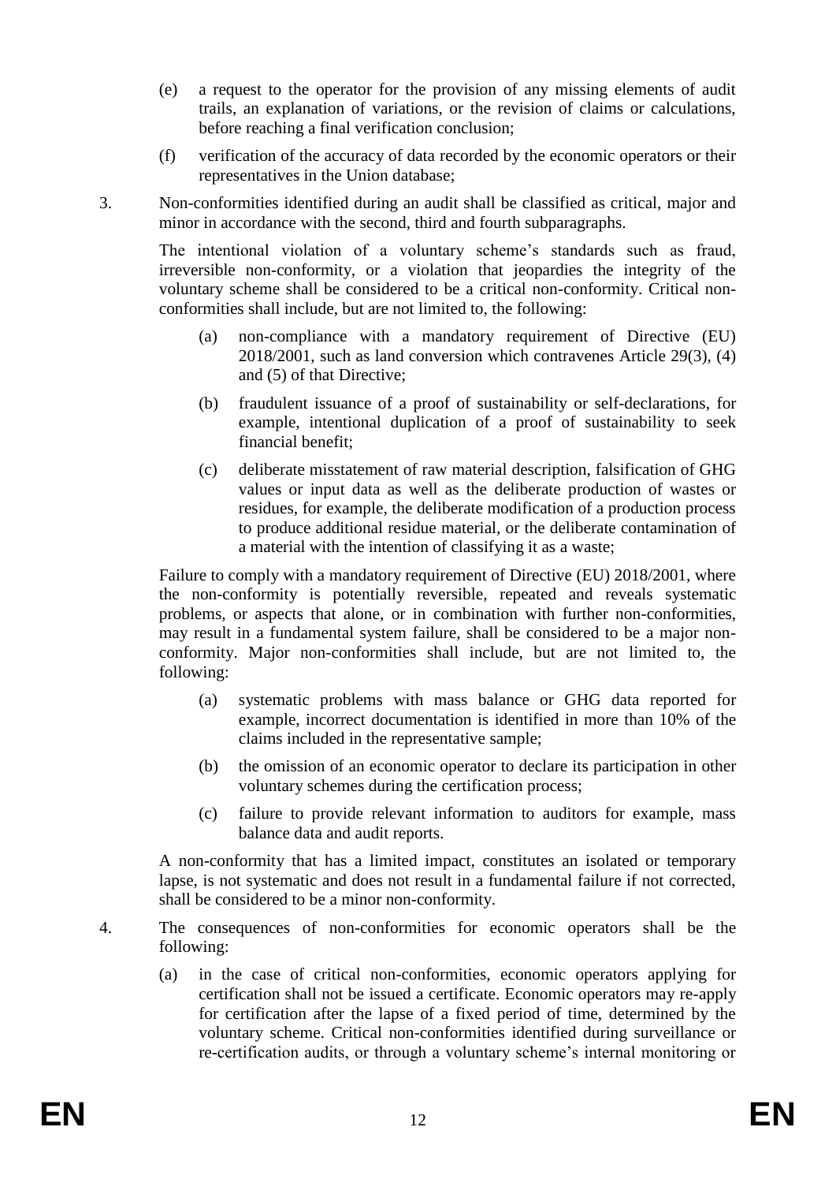(e) a request to the operator for the provision of any missing elements of audit trails, an explanation of variations, or the revision of claims or calculations, before reaching a final verification conclusion;

(f) verification of the accuracy of data recorded by the economic operators or their representatives in the Union database;

3. Non-conformities identified during an audit shall be classified as critical, major and minor in accordance with the second, third and fourth subparagraphs.

The intentional violation of a voluntary scheme's standards such as fraud, irreversible non-conformity, or a violation that jeopardies the integrity of the voluntary scheme shall be considered to be a critical non-conformity. Critical non-conformities shall include, but are not limited to, the following:

(a) non-compliance with a mandatory requirement of Directive (EU) 2018/2001, such as land conversion which contravenes Article 29(3), (4) and (5) of that Directive;

(b) fraudulent issuance of a proof of sustainability or self-declarations, for example, intentional duplication of a proof of sustainability to seek financial benefit;

(c) deliberate misstatement of raw material description, falsification of GHG values or input data as well as the deliberate production of wastes or residues, for example, the deliberate modification of a production process to produce additional residue material, or the deliberate contamination of a material with the intention of classifying it as a waste;

Failure to comply with a mandatory requirement of Directive (EU) 2018/2001, where the non-conformity is potentially reversible, repeated and reveals systematic problems, or aspects that alone, or in combination with further non-conformities, may result in a fundamental system failure, shall be considered to be a major non-conformity. Major non-conformities shall include, but are not limited to, the following:

(a) systematic problems with mass balance or GHG data reported for example, incorrect documentation is identified in more than 10% of the claims included in the representative sample;

(b) the omission of an economic operator to declare its participation in other voluntary schemes during the certification process;

(c) failure to provide relevant information to auditors for example, mass balance data and audit reports.

A non-conformity that has a limited impact, constitutes an isolated or temporary lapse, is not systematic and does not result in a fundamental failure if not corrected, shall be considered to be a minor non-conformity.

4. The consequences of non-conformities for economic operators shall be the following:

(a) in the case of critical non-conformities, economic operators applying for certification shall not be issued a certificate. Economic operators may re-apply for certification after the lapse of a fixed period of time, determined by the voluntary scheme. Critical non-conformities identified during surveillance or re-certification audits, or through a voluntary scheme's internal monitoring or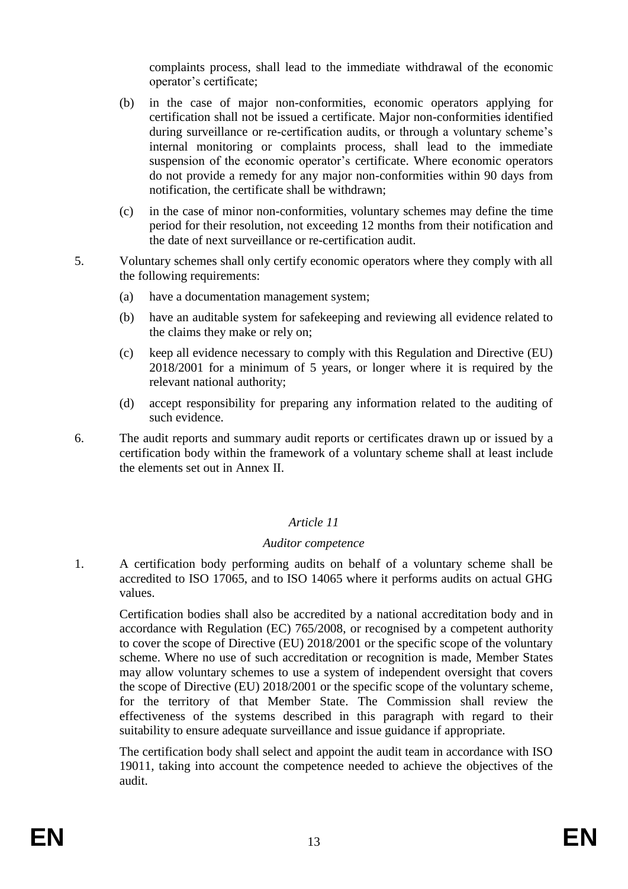complaints process, shall lead to the immediate withdrawal of the economic operator's certificate;

(b) in the case of major non-conformities, economic operators applying for certification shall not be issued a certificate. Major non-conformities identified during surveillance or re-certification audits, or through a voluntary scheme's internal monitoring or complaints process, shall lead to the immediate suspension of the economic operator's certificate. Where economic operators do not provide a remedy for any major non-conformities within 90 days from notification, the certificate shall be withdrawn;

(c) in the case of minor non-conformities, voluntary schemes may define the time period for their resolution, not exceeding 12 months from their notification and the date of next surveillance or re-certification audit.

5. Voluntary schemes shall only certify economic operators where they comply with all the following requirements:

   (a) have a documentation management system;

   (b) have an auditable system for safekeeping and reviewing all evidence related to the claims they make or rely on;

   (c) keep all evidence necessary to comply with this Regulation and Directive (EU) 2018/2001 for a minimum of 5 years, or longer where it is required by the relevant national authority;

   (d) accept responsibility for preparing any information related to the auditing of such evidence.

6. The audit reports and summary audit reports or certificates drawn up or issued by a certification body within the framework of a voluntary scheme shall at least include the elements set out in Annex II.

*Article 11*

*Auditor competence*

1. A certification body performing audits on behalf of a voluntary scheme shall be accredited to ISO 17065, and to ISO 14065 where it performs audits on actual GHG values.

   Certification bodies shall also be accredited by a national accreditation body and in accordance with Regulation (EC) 765/2008, or recognised by a competent authority to cover the scope of Directive (EU) 2018/2001 or the specific scope of the voluntary scheme. Where no use of such accreditation or recognition is made, Member States may allow voluntary schemes to use a system of independent oversight that covers the scope of Directive (EU) 2018/2001 or the specific scope of the voluntary scheme, for the territory of that Member State. The Commission shall review the effectiveness of the systems described in this paragraph with regard to their suitability to ensure adequate surveillance and issue guidance if appropriate.

   The certification body shall select and appoint the audit team in accordance with ISO 19011, taking into account the competence needed to achieve the objectives of the audit.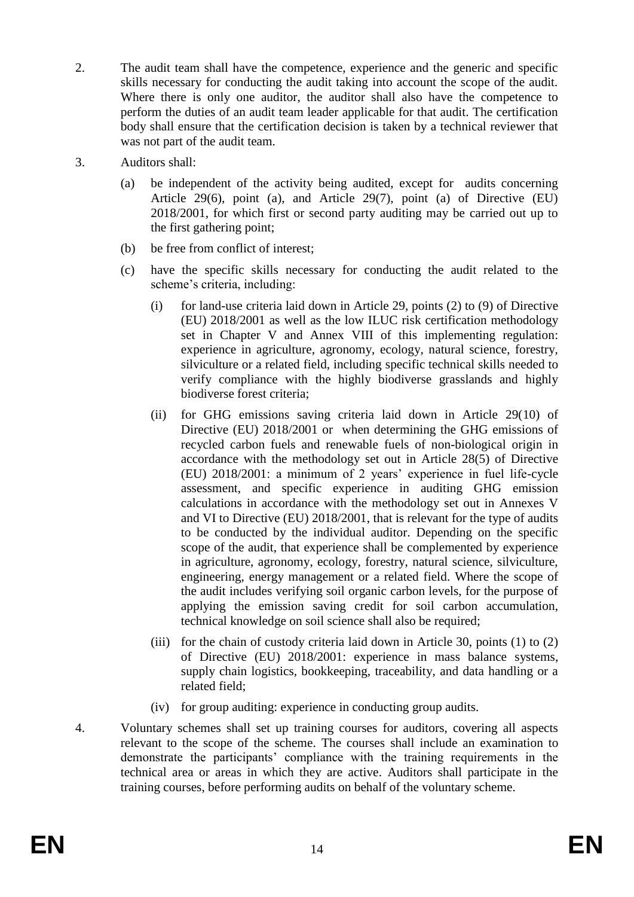2. The audit team shall have the competence, experience and the generic and specific skills necessary for conducting the audit taking into account the scope of the audit. Where there is only one auditor, the auditor shall also have the competence to perform the duties of an audit team leader applicable for that audit. The certification body shall ensure that the certification decision is taken by a technical reviewer that was not part of the audit team.

3. Auditors shall:

   (a) be independent of the activity being audited, except for audits concerning Article 29(6), point (a), and Article 29(7), point (a) of Directive (EU) 2018/2001, for which first or second party auditing may be carried out up to the first gathering point;

   (b) be free from conflict of interest;

   (c) have the specific skills necessary for conducting the audit related to the scheme's criteria, including:

      (i) for land-use criteria laid down in Article 29, points (2) to (9) of Directive (EU) 2018/2001 as well as the low ILUC risk certification methodology set in Chapter V and Annex VIII of this implementing regulation: experience in agriculture, agronomy, ecology, natural science, forestry, silviculture or a related field, including specific technical skills needed to verify compliance with the highly biodiverse grasslands and highly biodiverse forest criteria;

      (ii) for GHG emissions saving criteria laid down in Article 29(10) of Directive (EU) 2018/2001 or when determining the GHG emissions of recycled carbon fuels and renewable fuels of non-biological origin in accordance with the methodology set out in Article 28(5) of Directive (EU) 2018/2001: a minimum of 2 years' experience in fuel life-cycle assessment, and specific experience in auditing GHG emission calculations in accordance with the methodology set out in Annexes V and VI to Directive (EU) 2018/2001, that is relevant for the type of audits to be conducted by the individual auditor. Depending on the specific scope of the audit, that experience shall be complemented by experience in agriculture, agronomy, ecology, forestry, natural science, silviculture, engineering, energy management or a related field. Where the scope of the audit includes verifying soil organic carbon levels, for the purpose of applying the emission saving credit for soil carbon accumulation, technical knowledge on soil science shall also be required;

      (iii) for the chain of custody criteria laid down in Article 30, points (1) to (2) of Directive (EU) 2018/2001: experience in mass balance systems, supply chain logistics, bookkeeping, traceability, and data handling or a related field;

      (iv) for group auditing: experience in conducting group audits.

4. Voluntary schemes shall set up training courses for auditors, covering all aspects relevant to the scope of the scheme. The courses shall include an examination to demonstrate the participants' compliance with the training requirements in the technical area or areas in which they are active. Auditors shall participate in the training courses, before performing audits on behalf of the voluntary scheme.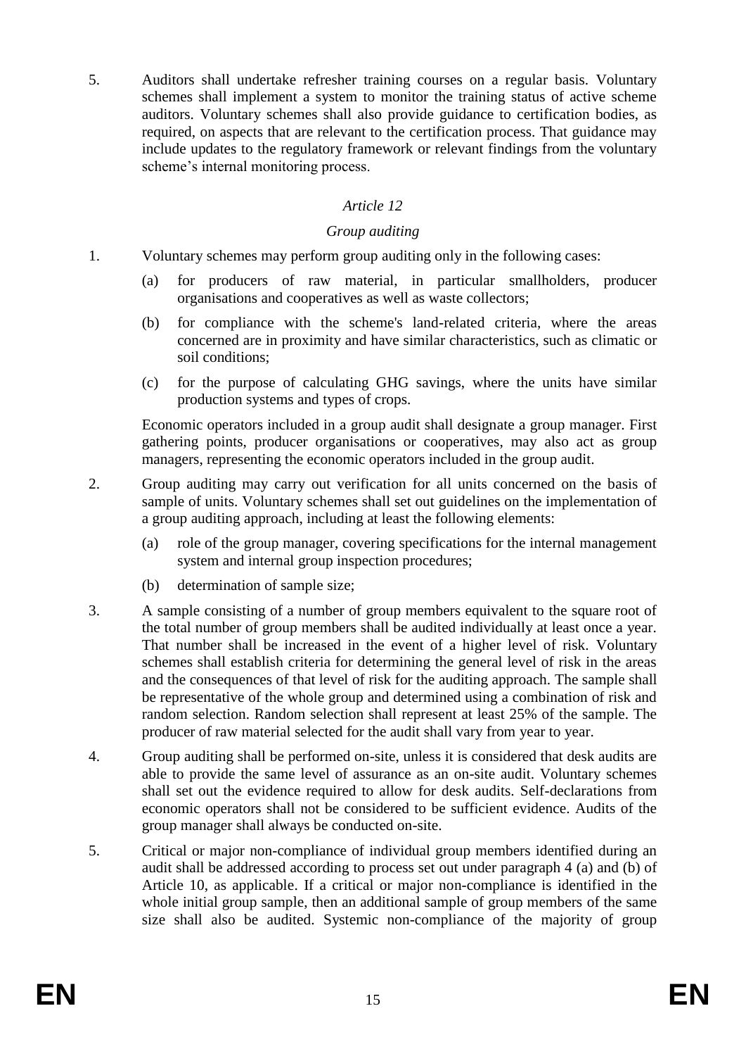5. Auditors shall undertake refresher training courses on a regular basis. Voluntary schemes shall implement a system to monitor the training status of active scheme auditors. Voluntary schemes shall also provide guidance to certification bodies, as required, on aspects that are relevant to the certification process. That guidance may include updates to the regulatory framework or relevant findings from the voluntary scheme's internal monitoring process.

*Article 12*

*Group auditing*

1. Voluntary schemes may perform group auditing only in the following cases:

   (a) for producers of raw material, in particular smallholders, producer organisations and cooperatives as well as waste collectors;

   (b) for compliance with the scheme's land-related criteria, where the areas concerned are in proximity and have similar characteristics, such as climatic or soil conditions;

   (c) for the purpose of calculating GHG savings, where the units have similar production systems and types of crops.

   Economic operators included in a group audit shall designate a group manager. First gathering points, producer organisations or cooperatives, may also act as group managers, representing the economic operators included in the group audit.

2. Group auditing may carry out verification for all units concerned on the basis of sample of units. Voluntary schemes shall set out guidelines on the implementation of a group auditing approach, including at least the following elements:

   (a) role of the group manager, covering specifications for the internal management system and internal group inspection procedures;

   (b) determination of sample size;

3. A sample consisting of a number of group members equivalent to the square root of the total number of group members shall be audited individually at least once a year. That number shall be increased in the event of a higher level of risk. Voluntary schemes shall establish criteria for determining the general level of risk in the areas and the consequences of that level of risk for the auditing approach. The sample shall be representative of the whole group and determined using a combination of risk and random selection. Random selection shall represent at least 25% of the sample. The producer of raw material selected for the audit shall vary from year to year.

4. Group auditing shall be performed on-site, unless it is considered that desk audits are able to provide the same level of assurance as an on-site audit. Voluntary schemes shall set out the evidence required to allow for desk audits. Self-declarations from economic operators shall not be considered to be sufficient evidence. Audits of the group manager shall always be conducted on-site.

5. Critical or major non-compliance of individual group members identified during an audit shall be addressed according to process set out under paragraph 4 (a) and (b) of Article 10, as applicable. If a critical or major non-compliance is identified in the whole initial group sample, then an additional sample of group members of the same size shall also be audited. Systemic non-compliance of the majority of group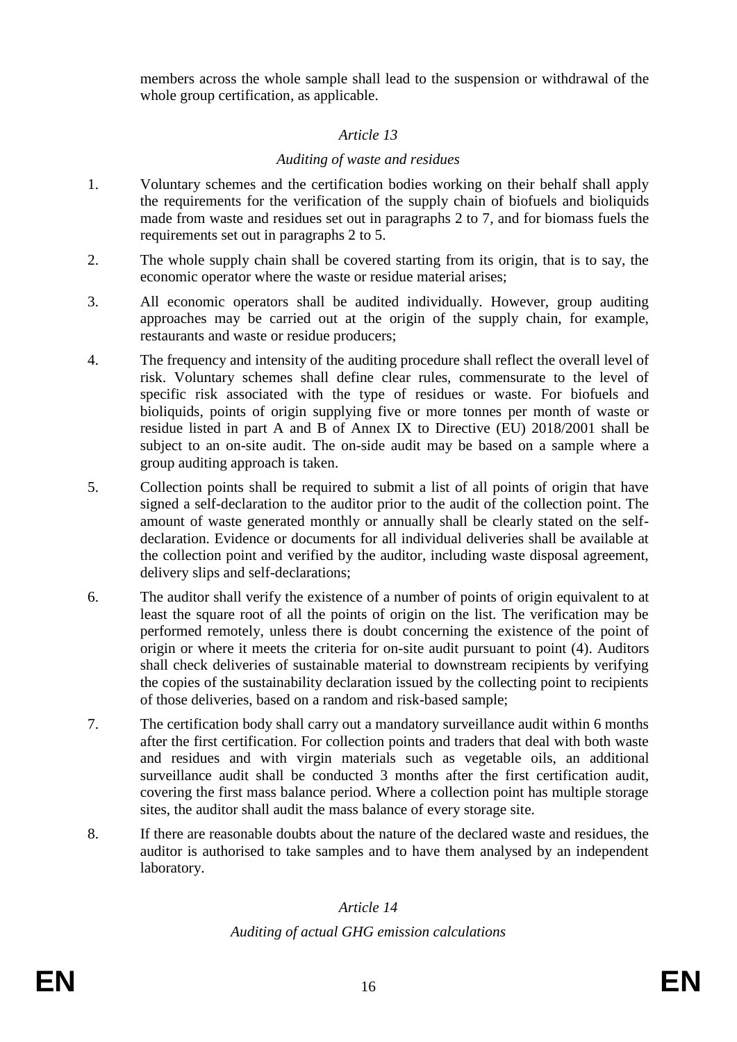members across the whole sample shall lead to the suspension or withdrawal of the whole group certification, as applicable.

*Article 13*

*Auditing of waste and residues*

1. Voluntary schemes and the certification bodies working on their behalf shall apply the requirements for the verification of the supply chain of biofuels and bioliquids made from waste and residues set out in paragraphs 2 to 7, and for biomass fuels the requirements set out in paragraphs 2 to 5.

2. The whole supply chain shall be covered starting from its origin, that is to say, the economic operator where the waste or residue material arises;

3. All economic operators shall be audited individually. However, group auditing approaches may be carried out at the origin of the supply chain, for example, restaurants and waste or residue producers;

4. The frequency and intensity of the auditing procedure shall reflect the overall level of risk. Voluntary schemes shall define clear rules, commensurate to the level of specific risk associated with the type of residues or waste. For biofuels and bioliquids, points of origin supplying five or more tonnes per month of waste or residue listed in part A and B of Annex IX to Directive (EU) 2018/2001 shall be subject to an on-site audit. The on-side audit may be based on a sample where a group auditing approach is taken.

5. Collection points shall be required to submit a list of all points of origin that have signed a self-declaration to the auditor prior to the audit of the collection point. The amount of waste generated monthly or annually shall be clearly stated on the self-declaration. Evidence or documents for all individual deliveries shall be available at the collection point and verified by the auditor, including waste disposal agreement, delivery slips and self-declarations;

6. The auditor shall verify the existence of a number of points of origin equivalent to at least the square root of all the points of origin on the list. The verification may be performed remotely, unless there is doubt concerning the existence of the point of origin or where it meets the criteria for on-site audit pursuant to point (4). Auditors shall check deliveries of sustainable material to downstream recipients by verifying the copies of the sustainability declaration issued by the collecting point to recipients of those deliveries, based on a random and risk-based sample;

7. The certification body shall carry out a mandatory surveillance audit within 6 months after the first certification. For collection points and traders that deal with both waste and residues and with virgin materials such as vegetable oils, an additional surveillance audit shall be conducted 3 months after the first certification audit, covering the first mass balance period. Where a collection point has multiple storage sites, the auditor shall audit the mass balance of every storage site.

8. If there are reasonable doubts about the nature of the declared waste and residues, the auditor is authorised to take samples and to have them analysed by an independent laboratory.

*Article 14*

*Auditing of actual GHG emission calculations*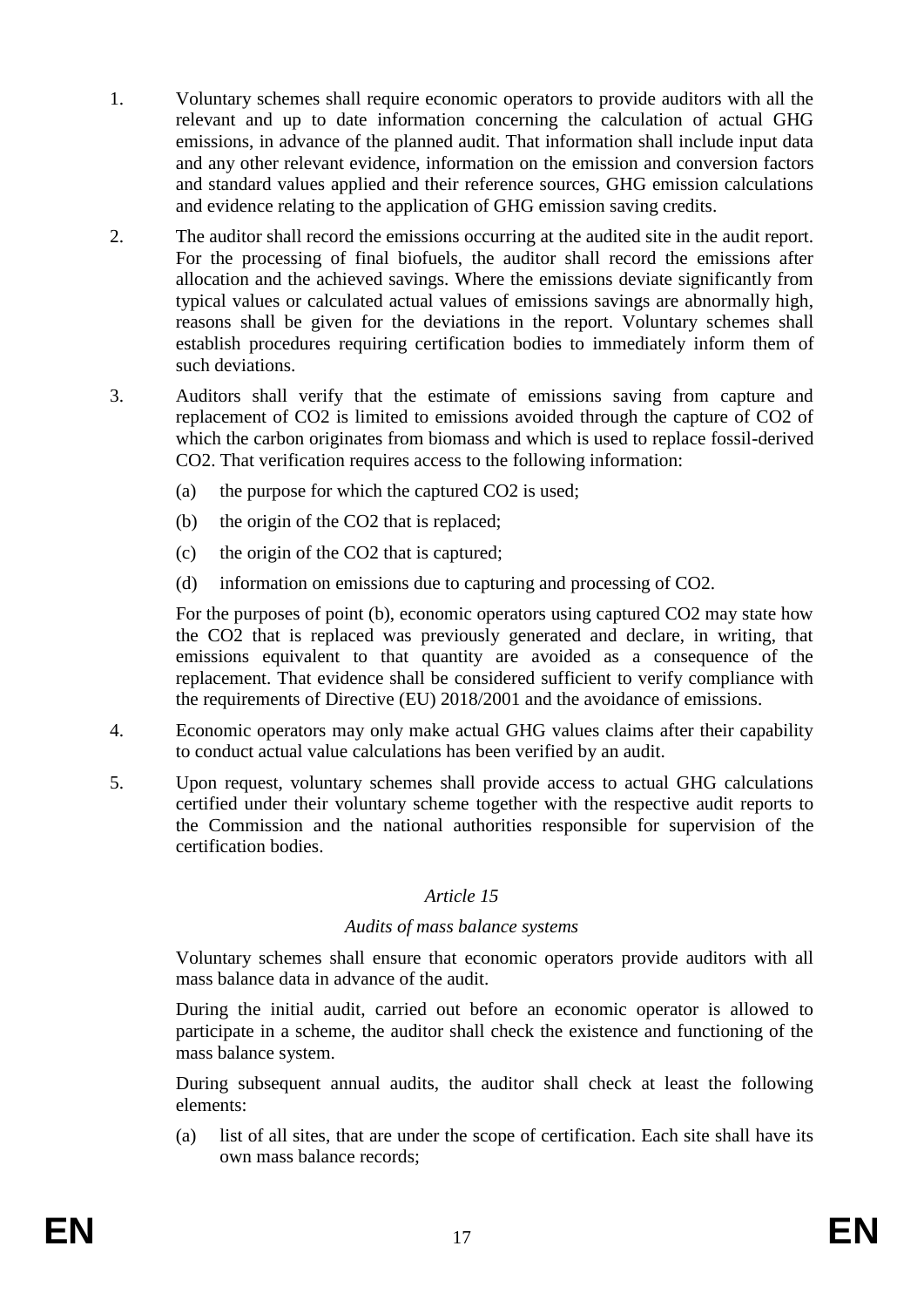1. Voluntary schemes shall require economic operators to provide auditors with all the relevant and up to date information concerning the calculation of actual GHG emissions, in advance of the planned audit. That information shall include input data and any other relevant evidence, information on the emission and conversion factors and standard values applied and their reference sources, GHG emission calculations and evidence relating to the application of GHG emission saving credits.

2. The auditor shall record the emissions occurring at the audited site in the audit report. For the processing of final biofuels, the auditor shall record the emissions after allocation and the achieved savings. Where the emissions deviate significantly from typical values or calculated actual values of emissions savings are abnormally high, reasons shall be given for the deviations in the report. Voluntary schemes shall establish procedures requiring certification bodies to immediately inform them of such deviations.

3. Auditors shall verify that the estimate of emissions saving from capture and replacement of $CO_2$ is limited to emissions avoided through the capture of $CO_2$ of which the carbon originates from biomass and which is used to replace fossil-derived $CO_2$. That verification requires access to the following information:

   (a) the purpose for which the captured $CO_2$ is used;

   (b) the origin of the $CO_2$ that is replaced;

   (c) the origin of the $CO_2$ that is captured;

   (d) information on emissions due to capturing and processing of $CO_2$.

   For the purposes of point (b), economic operators using captured $CO_2$ may state how the $CO_2$ that is replaced was previously generated and declare, in writing, that emissions equivalent to that quantity are avoided as a consequence of the replacement. That evidence shall be considered sufficient to verify compliance with the requirements of Directive (EU) 2018/2001 and the avoidance of emissions.

4. Economic operators may only make actual GHG values claims after their capability to conduct actual value calculations has been verified by an audit.

5. Upon request, voluntary schemes shall provide access to actual GHG calculations certified under their voluntary scheme together with the respective audit reports to the Commission and the national authorities responsible for supervision of the certification bodies.

### *Article 15*

### *Audits of mass balance systems*

Voluntary schemes shall ensure that economic operators provide auditors with all mass balance data in advance of the audit.

During the initial audit, carried out before an economic operator is allowed to participate in a scheme, the auditor shall check the existence and functioning of the mass balance system.

During subsequent annual audits, the auditor shall check at least the following elements:

(a) list of all sites, that are under the scope of certification. Each site shall have its own mass balance records;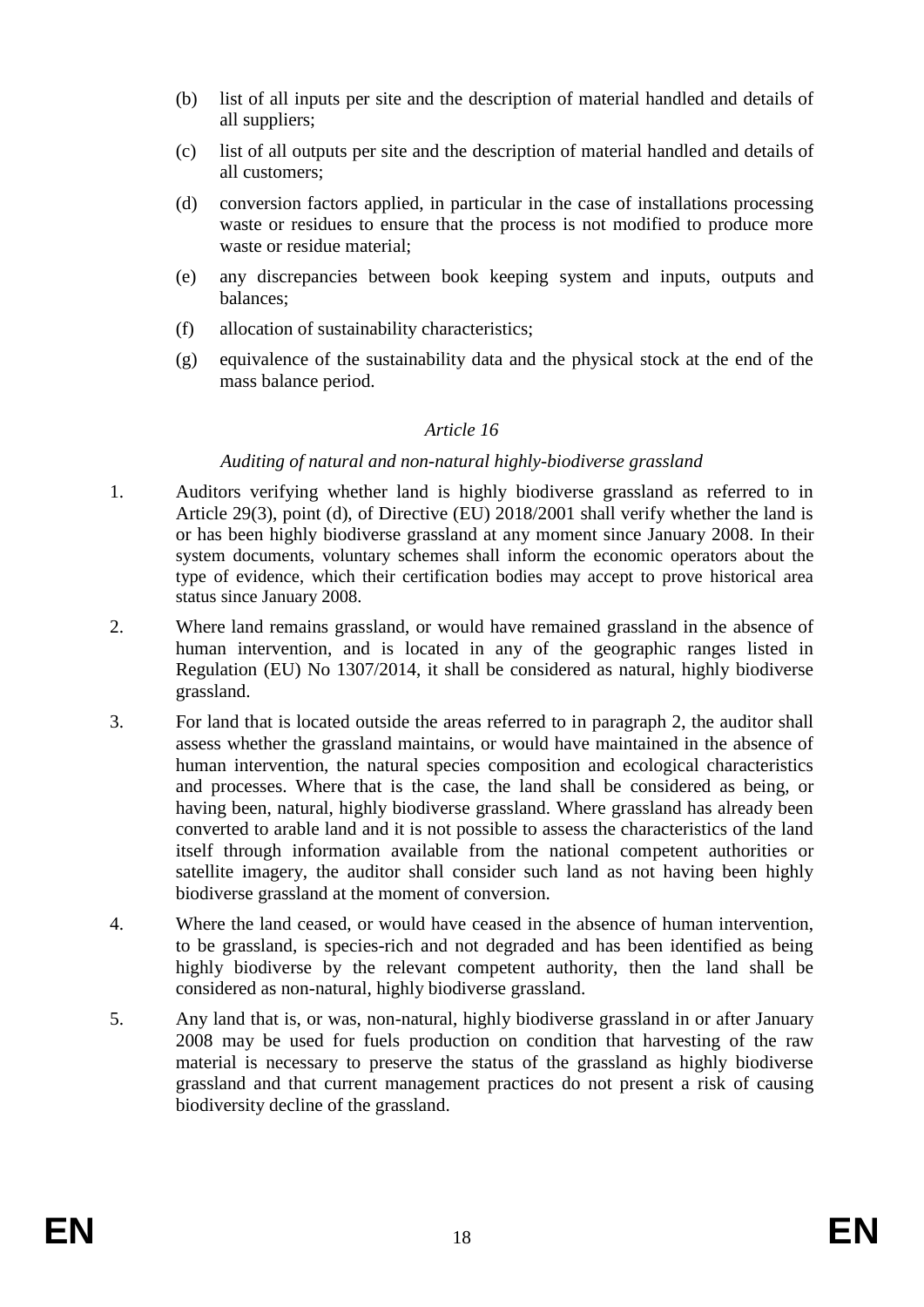(b) list of all inputs per site and the description of material handled and details of all suppliers;

(c) list of all outputs per site and the description of material handled and details of all customers;

(d) conversion factors applied, in particular in the case of installations processing waste or residues to ensure that the process is not modified to produce more waste or residue material;

(e) any discrepancies between book keeping system and inputs, outputs and balances;

(f) allocation of sustainability characteristics;

(g) equivalence of the sustainability data and the physical stock at the end of the mass balance period.

*Article 16*

*Auditing of natural and non-natural highly-biodiverse grassland*

1. Auditors verifying whether land is highly biodiverse grassland as referred to in Article 29(3), point (d), of Directive (EU) 2018/2001 shall verify whether the land is or has been highly biodiverse grassland at any moment since January 2008. In their system documents, voluntary schemes shall inform the economic operators about the type of evidence, which their certification bodies may accept to prove historical area status since January 2008.

2. Where land remains grassland, or would have remained grassland in the absence of human intervention, and is located in any of the geographic ranges listed in Regulation (EU) No 1307/2014, it shall be considered as natural, highly biodiverse grassland.

3. For land that is located outside the areas referred to in paragraph 2, the auditor shall assess whether the grassland maintains, or would have maintained in the absence of human intervention, the natural species composition and ecological characteristics and processes. Where that is the case, the land shall be considered as being, or having been, natural, highly biodiverse grassland. Where grassland has already been converted to arable land and it is not possible to assess the characteristics of the land itself through information available from the national competent authorities or satellite imagery, the auditor shall consider such land as not having been highly biodiverse grassland at the moment of conversion.

4. Where the land ceased, or would have ceased in the absence of human intervention, to be grassland, is species-rich and not degraded and has been identified as being highly biodiverse by the relevant competent authority, then the land shall be considered as non-natural, highly biodiverse grassland.

5. Any land that is, or was, non-natural, highly biodiverse grassland in or after January 2008 may be used for fuels production on condition that harvesting of the raw material is necessary to preserve the status of the grassland as highly biodiverse grassland and that current management practices do not present a risk of causing biodiversity decline of the grassland.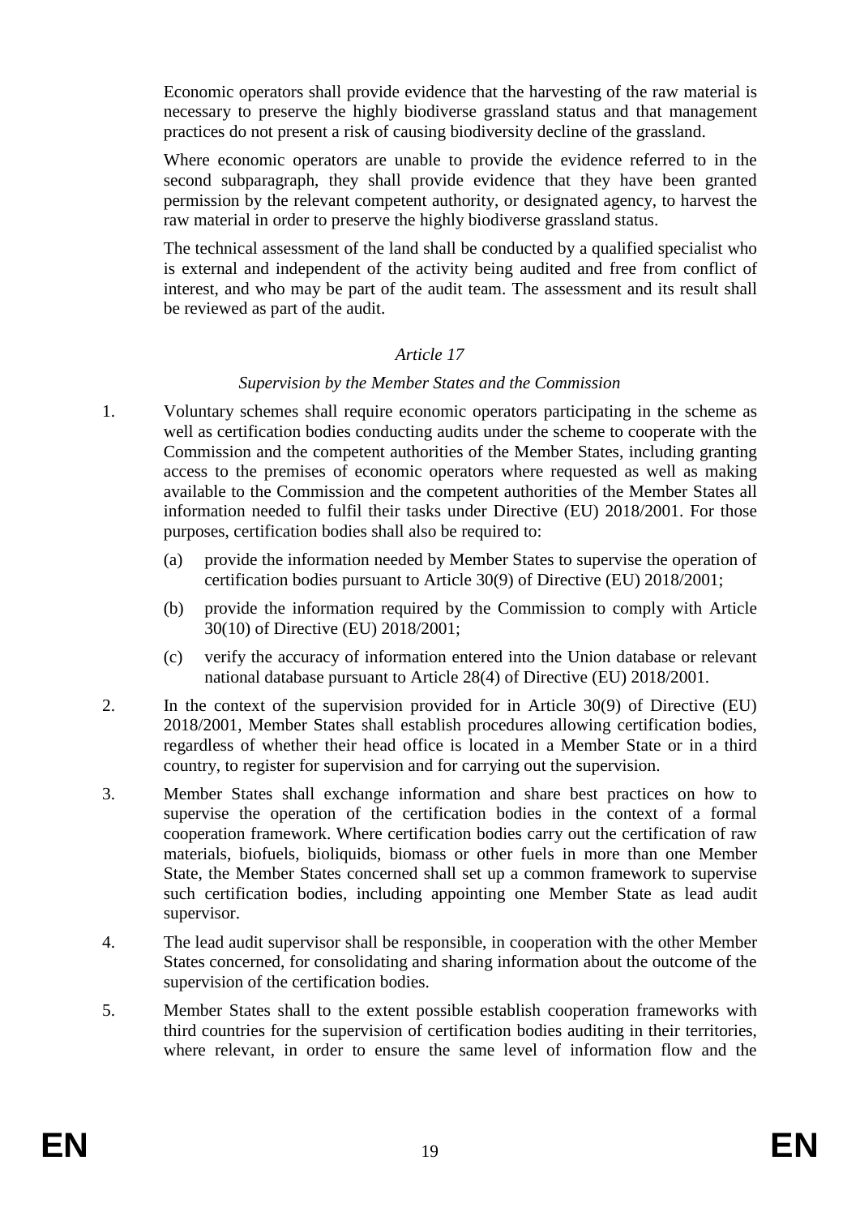Economic operators shall provide evidence that the harvesting of the raw material is necessary to preserve the highly biodiverse grassland status and that management practices do not present a risk of causing biodiversity decline of the grassland.

Where economic operators are unable to provide the evidence referred to in the second subparagraph, they shall provide evidence that they have been granted permission by the relevant competent authority, or designated agency, to harvest the raw material in order to preserve the highly biodiverse grassland status.

The technical assessment of the land shall be conducted by a qualified specialist who is external and independent of the activity being audited and free from conflict of interest, and who may be part of the audit team. The assessment and its result shall be reviewed as part of the audit.

*Article 17*

*Supervision by the Member States and the Commission*

1. Voluntary schemes shall require economic operators participating in the scheme as well as certification bodies conducting audits under the scheme to cooperate with the Commission and the competent authorities of the Member States, including granting access to the premises of economic operators where requested as well as making available to the Commission and the competent authorities of the Member States all information needed to fulfil their tasks under Directive (EU) 2018/2001. For those purposes, certification bodies shall also be required to:

   (a) provide the information needed by Member States to supervise the operation of certification bodies pursuant to Article 30(9) of Directive (EU) 2018/2001;

   (b) provide the information required by the Commission to comply with Article 30(10) of Directive (EU) 2018/2001;

   (c) verify the accuracy of information entered into the Union database or relevant national database pursuant to Article 28(4) of Directive (EU) 2018/2001.

2. In the context of the supervision provided for in Article 30(9) of Directive (EU) 2018/2001, Member States shall establish procedures allowing certification bodies, regardless of whether their head office is located in a Member State or in a third country, to register for supervision and for carrying out the supervision.

3. Member States shall exchange information and share best practices on how to supervise the operation of the certification bodies in the context of a formal cooperation framework. Where certification bodies carry out the certification of raw materials, biofuels, bioliquids, biomass or other fuels in more than one Member State, the Member States concerned shall set up a common framework to supervise such certification bodies, including appointing one Member State as lead audit supervisor.

4. The lead audit supervisor shall be responsible, in cooperation with the other Member States concerned, for consolidating and sharing information about the outcome of the supervision of the certification bodies.

5. Member States shall to the extent possible establish cooperation frameworks with third countries for the supervision of certification bodies auditing in their territories, where relevant, in order to ensure the same level of information flow and the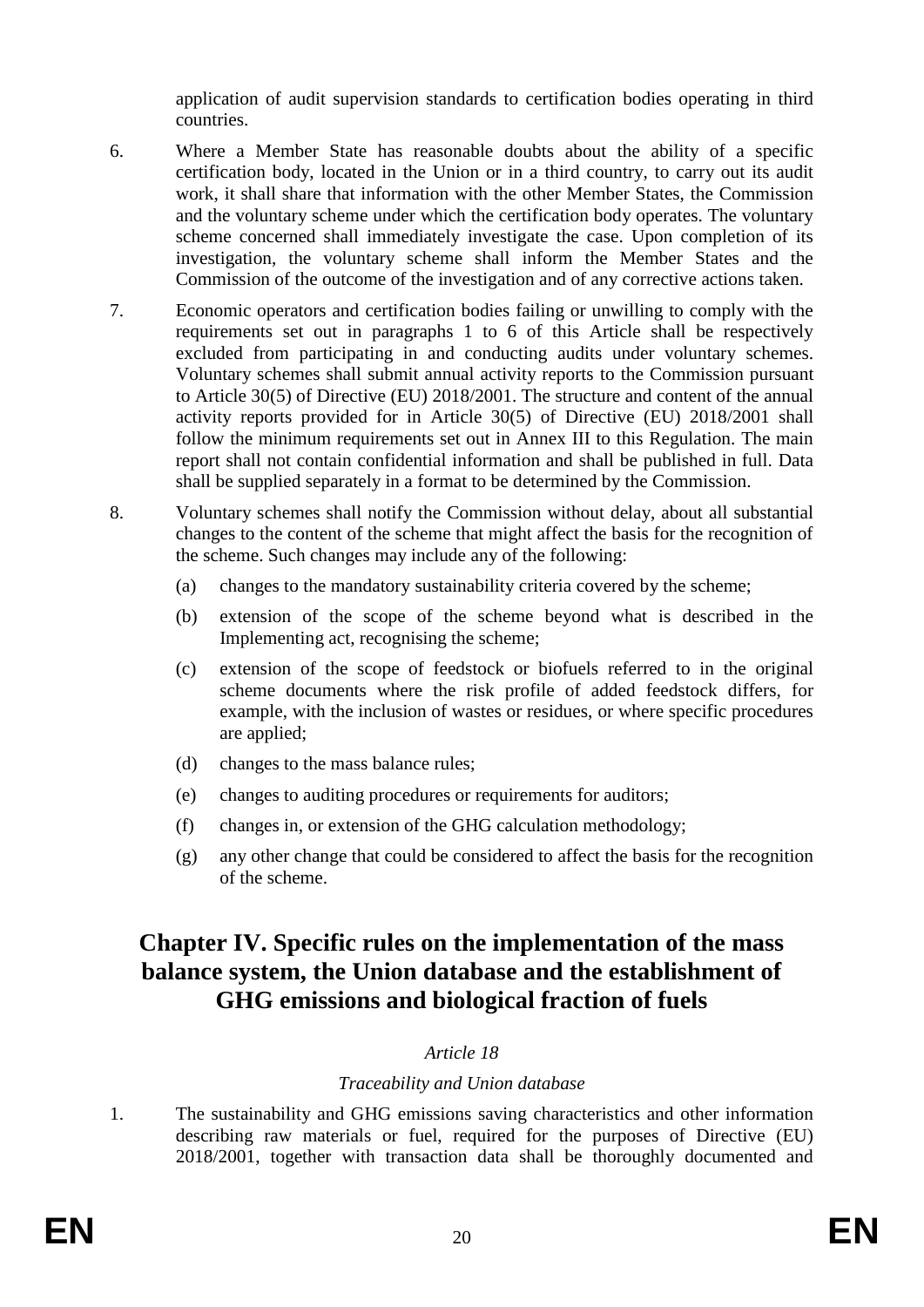application of audit supervision standards to certification bodies operating in third countries.

6. Where a Member State has reasonable doubts about the ability of a specific certification body, located in the Union or in a third country, to carry out its audit work, it shall share that information with the other Member States, the Commission and the voluntary scheme under which the certification body operates. The voluntary scheme concerned shall immediately investigate the case. Upon completion of its investigation, the voluntary scheme shall inform the Member States and the Commission of the outcome of the investigation and of any corrective actions taken.

7. Economic operators and certification bodies failing or unwilling to comply with the requirements set out in paragraphs 1 to 6 of this Article shall be respectively excluded from participating in and conducting audits under voluntary schemes. Voluntary schemes shall submit annual activity reports to the Commission pursuant to Article 30(5) of Directive (EU) 2018/2001. The structure and content of the annual activity reports provided for in Article 30(5) of Directive (EU) 2018/2001 shall follow the minimum requirements set out in Annex III to this Regulation. The main report shall not contain confidential information and shall be published in full. Data shall be supplied separately in a format to be determined by the Commission.

8. Voluntary schemes shall notify the Commission without delay, about all substantial changes to the content of the scheme that might affect the basis for the recognition of the scheme. Such changes may include any of the following:

   (a) changes to the mandatory sustainability criteria covered by the scheme;

   (b) extension of the scope of the scheme beyond what is described in the Implementing act, recognising the scheme;

   (c) extension of the scope of feedstock or biofuels referred to in the original scheme documents where the risk profile of added feedstock differs, for example, with the inclusion of wastes or residues, or where specific procedures are applied;

   (d) changes to the mass balance rules;

   (e) changes to auditing procedures or requirements for auditors;

   (f) changes in, or extension of the GHG calculation methodology;

   (g) any other change that could be considered to affect the basis for the recognition of the scheme.

# Chapter IV. Specific rules on the implementation of the mass balance system, the Union database and the establishment of GHG emissions and biological fraction of fuels

*Article 18*

*Traceability and Union database*

1. The sustainability and GHG emissions saving characteristics and other information describing raw materials or fuel, required for the purposes of Directive (EU) 2018/2001, together with transaction data shall be thoroughly documented and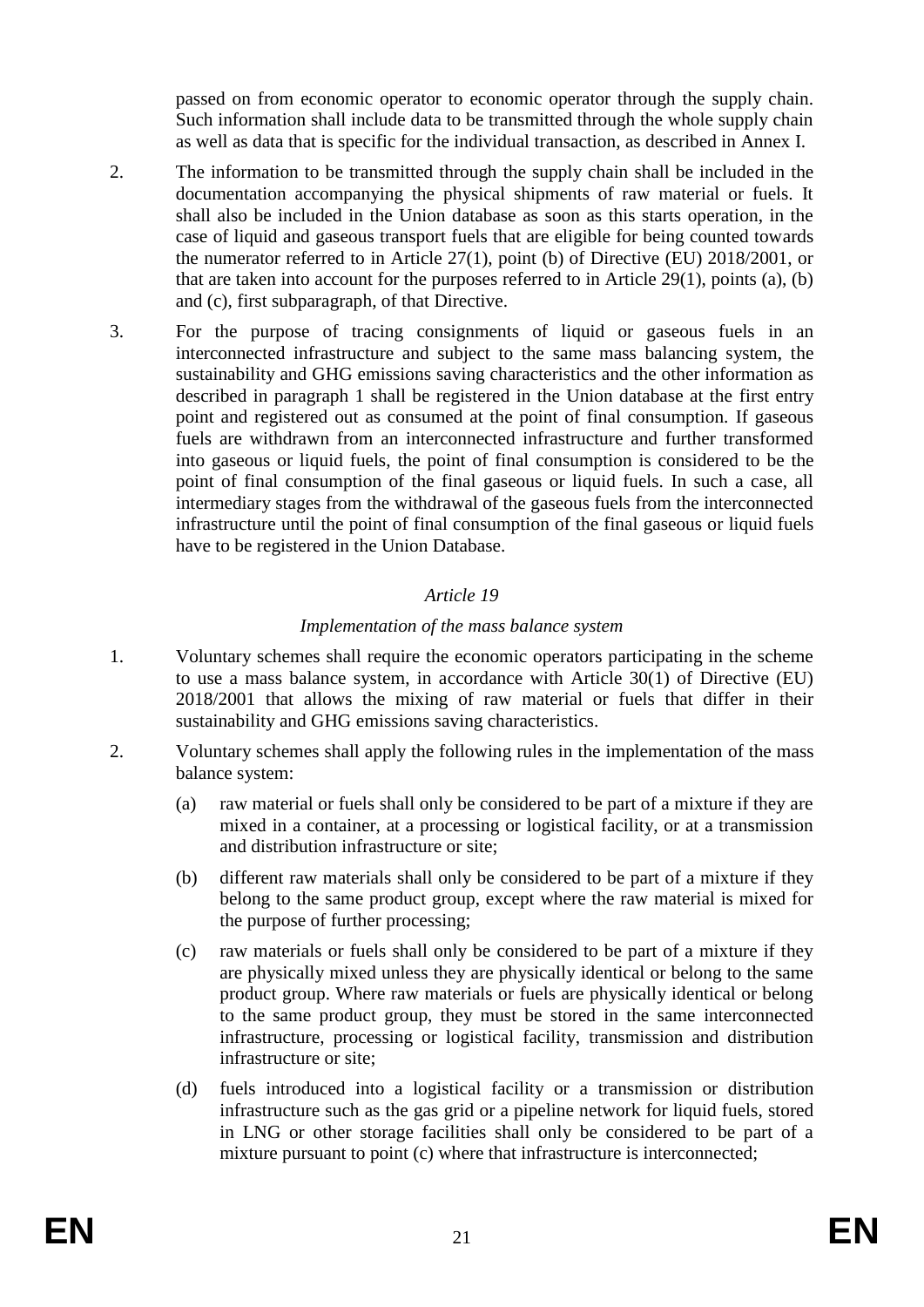passed on from economic operator to economic operator through the supply chain. Such information shall include data to be transmitted through the whole supply chain as well as data that is specific for the individual transaction, as described in Annex I.

2. The information to be transmitted through the supply chain shall be included in the documentation accompanying the physical shipments of raw material or fuels. It shall also be included in the Union database as soon as this starts operation, in the case of liquid and gaseous transport fuels that are eligible for being counted towards the numerator referred to in Article 27(1), point (b) of Directive (EU) 2018/2001, or that are taken into account for the purposes referred to in Article 29(1), points (a), (b) and (c), first subparagraph, of that Directive.

3. For the purpose of tracing consignments of liquid or gaseous fuels in an interconnected infrastructure and subject to the same mass balancing system, the sustainability and GHG emissions saving characteristics and the other information as described in paragraph 1 shall be registered in the Union database at the first entry point and registered out as consumed at the point of final consumption. If gaseous fuels are withdrawn from an interconnected infrastructure and further transformed into gaseous or liquid fuels, the point of final consumption is considered to be the point of final consumption of the final gaseous or liquid fuels. In such a case, all intermediary stages from the withdrawal of the gaseous fuels from the interconnected infrastructure until the point of final consumption of the final gaseous or liquid fuels have to be registered in the Union Database.

*Article 19*

*Implementation of the mass balance system*

1. Voluntary schemes shall require the economic operators participating in the scheme to use a mass balance system, in accordance with Article 30(1) of Directive (EU) 2018/2001 that allows the mixing of raw material or fuels that differ in their sustainability and GHG emissions saving characteristics.

2. Voluntary schemes shall apply the following rules in the implementation of the mass balance system:

   (a) raw material or fuels shall only be considered to be part of a mixture if they are mixed in a container, at a processing or logistical facility, or at a transmission and distribution infrastructure or site;

   (b) different raw materials shall only be considered to be part of a mixture if they belong to the same product group, except where the raw material is mixed for the purpose of further processing;

   (c) raw materials or fuels shall only be considered to be part of a mixture if they are physically mixed unless they are physically identical or belong to the same product group. Where raw materials or fuels are physically identical or belong to the same product group, they must be stored in the same interconnected infrastructure, processing or logistical facility, transmission and distribution infrastructure or site;

   (d) fuels introduced into a logistical facility or a transmission or distribution infrastructure such as the gas grid or a pipeline network for liquid fuels, stored in LNG or other storage facilities shall only be considered to be part of a mixture pursuant to point (c) where that infrastructure is interconnected;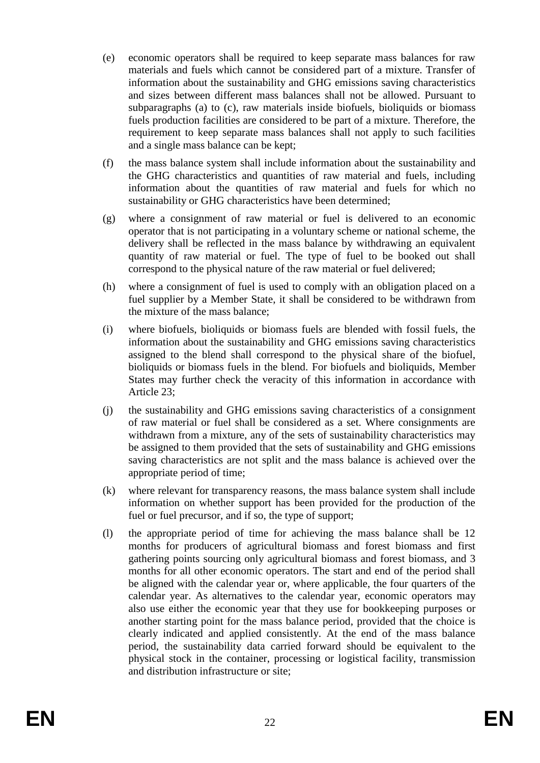(e) economic operators shall be required to keep separate mass balances for raw materials and fuels which cannot be considered part of a mixture. Transfer of information about the sustainability and GHG emissions saving characteristics and sizes between different mass balances shall not be allowed. Pursuant to subparagraphs (a) to (c), raw materials inside biofuels, bioliquids or biomass fuels production facilities are considered to be part of a mixture. Therefore, the requirement to keep separate mass balances shall not apply to such facilities and a single mass balance can be kept;

(f) the mass balance system shall include information about the sustainability and the GHG characteristics and quantities of raw material and fuels, including information about the quantities of raw material and fuels for which no sustainability or GHG characteristics have been determined;

(g) where a consignment of raw material or fuel is delivered to an economic operator that is not participating in a voluntary scheme or national scheme, the delivery shall be reflected in the mass balance by withdrawing an equivalent quantity of raw material or fuel. The type of fuel to be booked out shall correspond to the physical nature of the raw material or fuel delivered;

(h) where a consignment of fuel is used to comply with an obligation placed on a fuel supplier by a Member State, it shall be considered to be withdrawn from the mixture of the mass balance;

(i) where biofuels, bioliquids or biomass fuels are blended with fossil fuels, the information about the sustainability and GHG emissions saving characteristics assigned to the blend shall correspond to the physical share of the biofuel, bioliquids or biomass fuels in the blend. For biofuels and bioliquids, Member States may further check the veracity of this information in accordance with Article 23;

(j) the sustainability and GHG emissions saving characteristics of a consignment of raw material or fuel shall be considered as a set. Where consignments are withdrawn from a mixture, any of the sets of sustainability characteristics may be assigned to them provided that the sets of sustainability and GHG emissions saving characteristics are not split and the mass balance is achieved over the appropriate period of time;

(k) where relevant for transparency reasons, the mass balance system shall include information on whether support has been provided for the production of the fuel or fuel precursor, and if so, the type of support;

(l) the appropriate period of time for achieving the mass balance shall be 12 months for producers of agricultural biomass and forest biomass and first gathering points sourcing only agricultural biomass and forest biomass, and 3 months for all other economic operators. The start and end of the period shall be aligned with the calendar year or, where applicable, the four quarters of the calendar year. As alternatives to the calendar year, economic operators may also use either the economic year that they use for bookkeeping purposes or another starting point for the mass balance period, provided that the choice is clearly indicated and applied consistently. At the end of the mass balance period, the sustainability data carried forward should be equivalent to the physical stock in the container, processing or logistical facility, transmission and distribution infrastructure or site;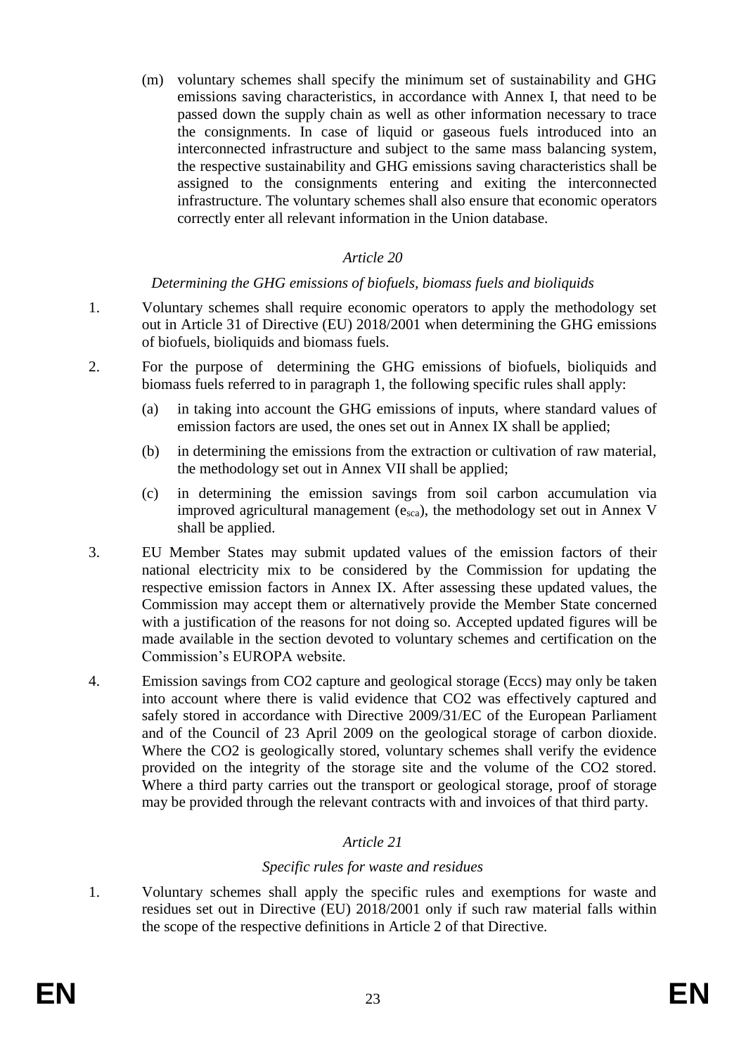(m) voluntary schemes shall specify the minimum set of sustainability and GHG emissions saving characteristics, in accordance with Annex I, that need to be passed down the supply chain as well as other information necessary to trace the consignments. In case of liquid or gaseous fuels introduced into an interconnected infrastructure and subject to the same mass balancing system, the respective sustainability and GHG emissions saving characteristics shall be assigned to the consignments entering and exiting the interconnected infrastructure. The voluntary schemes shall also ensure that economic operators correctly enter all relevant information in the Union database.

*Article 20*

*Determining the GHG emissions of biofuels, biomass fuels and bioliquids*

1. Voluntary schemes shall require economic operators to apply the methodology set out in Article 31 of Directive (EU) 2018/2001 when determining the GHG emissions of biofuels, bioliquids and biomass fuels.

2. For the purpose of determining the GHG emissions of biofuels, bioliquids and biomass fuels referred to in paragraph 1, the following specific rules shall apply:

   (a) in taking into account the GHG emissions of inputs, where standard values of emission factors are used, the ones set out in Annex IX shall be applied;

   (b) in determining the emissions from the extraction or cultivation of raw material, the methodology set out in Annex VII shall be applied;

   (c) in determining the emission savings from soil carbon accumulation via improved agricultural management ($e_{sca}$), the methodology set out in Annex V shall be applied.

3. EU Member States may submit updated values of the emission factors of their national electricity mix to be considered by the Commission for updating the respective emission factors in Annex IX. After assessing these updated values, the Commission may accept them or alternatively provide the Member State concerned with a justification of the reasons for not doing so. Accepted updated figures will be made available in the section devoted to voluntary schemes and certification on the Commission's EUROPA website.

4. Emission savings from CO2 capture and geological storage (Eccs) may only be taken into account where there is valid evidence that CO2 was effectively captured and safely stored in accordance with Directive 2009/31/EC of the European Parliament and of the Council of 23 April 2009 on the geological storage of carbon dioxide. Where the CO2 is geologically stored, voluntary schemes shall verify the evidence provided on the integrity of the storage site and the volume of the CO2 stored. Where a third party carries out the transport or geological storage, proof of storage may be provided through the relevant contracts with and invoices of that third party.

*Article 21*

*Specific rules for waste and residues*

1. Voluntary schemes shall apply the specific rules and exemptions for waste and residues set out in Directive (EU) 2018/2001 only if such raw material falls within the scope of the respective definitions in Article 2 of that Directive.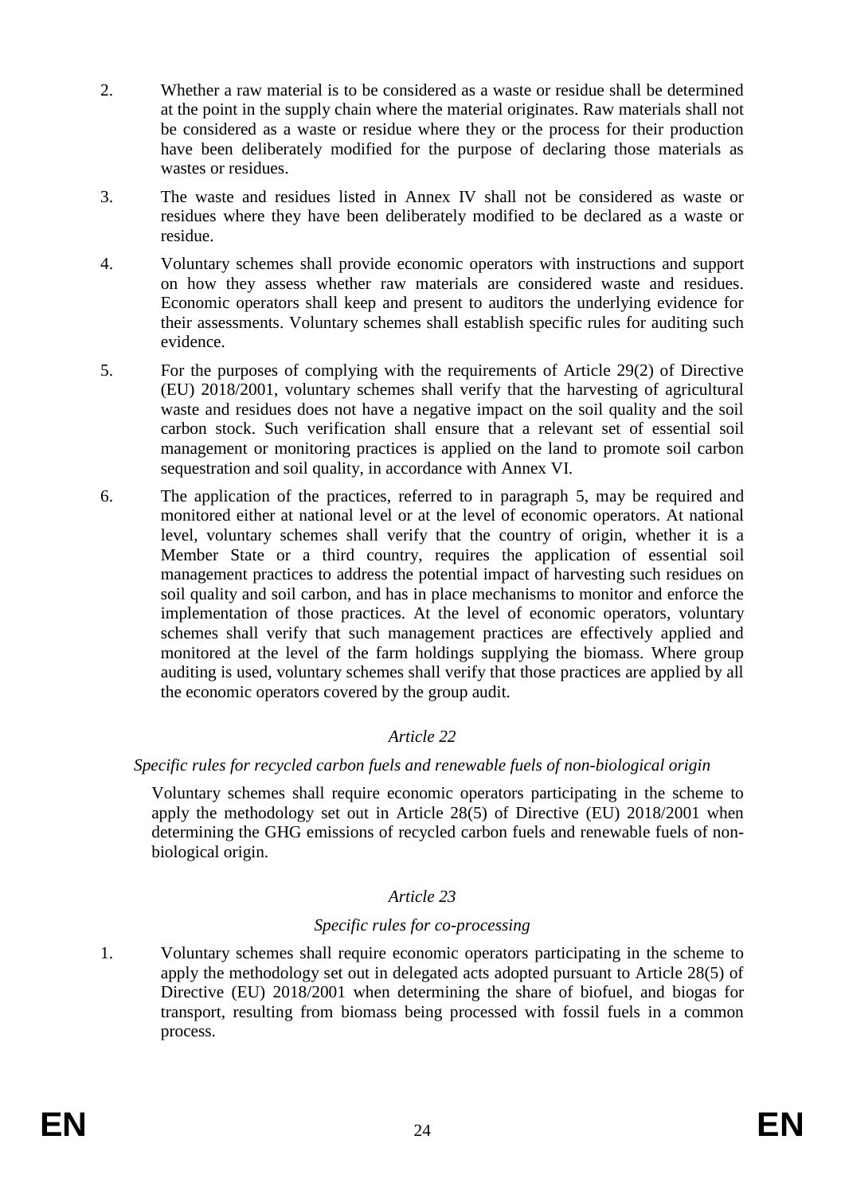2. Whether a raw material is to be considered as a waste or residue shall be determined at the point in the supply chain where the material originates. Raw materials shall not be considered as a waste or residue where they or the process for their production have been deliberately modified for the purpose of declaring those materials as wastes or residues.

3. The waste and residues listed in Annex IV shall not be considered as waste or residues where they have been deliberately modified to be declared as a waste or residue.

4. Voluntary schemes shall provide economic operators with instructions and support on how they assess whether raw materials are considered waste and residues. Economic operators shall keep and present to auditors the underlying evidence for their assessments. Voluntary schemes shall establish specific rules for auditing such evidence.

5. For the purposes of complying with the requirements of Article 29(2) of Directive (EU) 2018/2001, voluntary schemes shall verify that the harvesting of agricultural waste and residues does not have a negative impact on the soil quality and the soil carbon stock. Such verification shall ensure that a relevant set of essential soil management or monitoring practices is applied on the land to promote soil carbon sequestration and soil quality, in accordance with Annex VI.

6. The application of the practices, referred to in paragraph 5, may be required and monitored either at national level or at the level of economic operators. At national level, voluntary schemes shall verify that the country of origin, whether it is a Member State or a third country, requires the application of essential soil management practices to address the potential impact of harvesting such residues on soil quality and soil carbon, and has in place mechanisms to monitor and enforce the implementation of those practices. At the level of economic operators, voluntary schemes shall verify that such management practices are effectively applied and monitored at the level of the farm holdings supplying the biomass. Where group auditing is used, voluntary schemes shall verify that those practices are applied by all the economic operators covered by the group audit.

### *Article 22*

### *Specific rules for recycled carbon fuels and renewable fuels of non-biological origin*

Voluntary schemes shall require economic operators participating in the scheme to apply the methodology set out in Article 28(5) of Directive (EU) 2018/2001 when determining the GHG emissions of recycled carbon fuels and renewable fuels of non-biological origin.

### *Article 23*

### *Specific rules for co-processing*

1. Voluntary schemes shall require economic operators participating in the scheme to apply the methodology set out in delegated acts adopted pursuant to Article 28(5) of Directive (EU) 2018/2001 when determining the share of biofuel, and biogas for transport, resulting from biomass being processed with fossil fuels in a common process.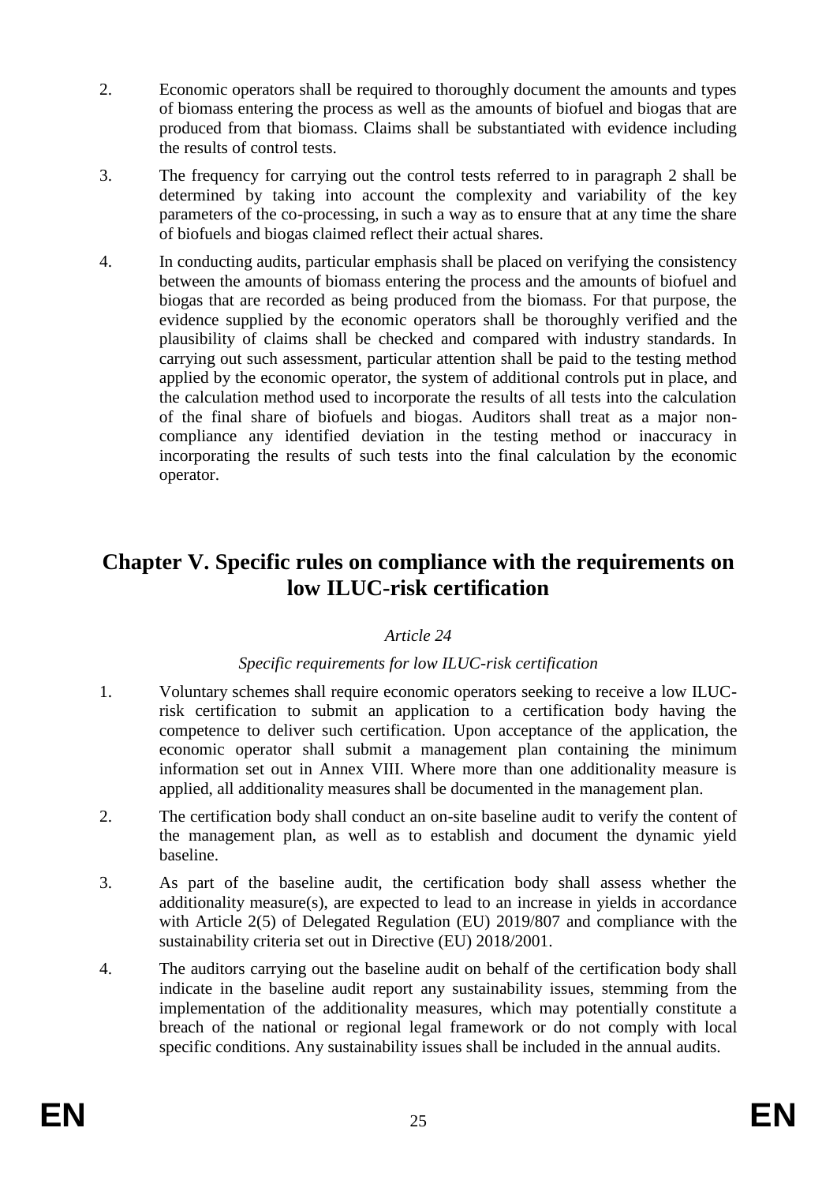2. Economic operators shall be required to thoroughly document the amounts and types of biomass entering the process as well as the amounts of biofuel and biogas that are produced from that biomass. Claims shall be substantiated with evidence including the results of control tests.

3. The frequency for carrying out the control tests referred to in paragraph 2 shall be determined by taking into account the complexity and variability of the key parameters of the co-processing, in such a way as to ensure that at any time the share of biofuels and biogas claimed reflect their actual shares.

4. In conducting audits, particular emphasis shall be placed on verifying the consistency between the amounts of biomass entering the process and the amounts of biofuel and biogas that are recorded as being produced from the biomass. For that purpose, the evidence supplied by the economic operators shall be thoroughly verified and the plausibility of claims shall be checked and compared with industry standards. In carrying out such assessment, particular attention shall be paid to the testing method applied by the economic operator, the system of additional controls put in place, and the calculation method used to incorporate the results of all tests into the calculation of the final share of biofuels and biogas. Auditors shall treat as a major non-compliance any identified deviation in the testing method or inaccuracy in incorporating the results of such tests into the final calculation by the economic operator.

## Chapter V. Specific rules on compliance with the requirements on low ILUC-risk certification

*Article 24*

*Specific requirements for low ILUC-risk certification*

1. Voluntary schemes shall require economic operators seeking to receive a low ILUC-risk certification to submit an application to a certification body having the competence to deliver such certification. Upon acceptance of the application, the economic operator shall submit a management plan containing the minimum information set out in Annex VIII. Where more than one additionality measure is applied, all additionality measures shall be documented in the management plan.

2. The certification body shall conduct an on-site baseline audit to verify the content of the management plan, as well as to establish and document the dynamic yield baseline.

3. As part of the baseline audit, the certification body shall assess whether the additionality measure(s), are expected to lead to an increase in yields in accordance with Article 2(5) of Delegated Regulation (EU) 2019/807 and compliance with the sustainability criteria set out in Directive (EU) 2018/2001.

4. The auditors carrying out the baseline audit on behalf of the certification body shall indicate in the baseline audit report any sustainability issues, stemming from the implementation of the additionality measures, which may potentially constitute a breach of the national or regional legal framework or do not comply with local specific conditions. Any sustainability issues shall be included in the annual audits.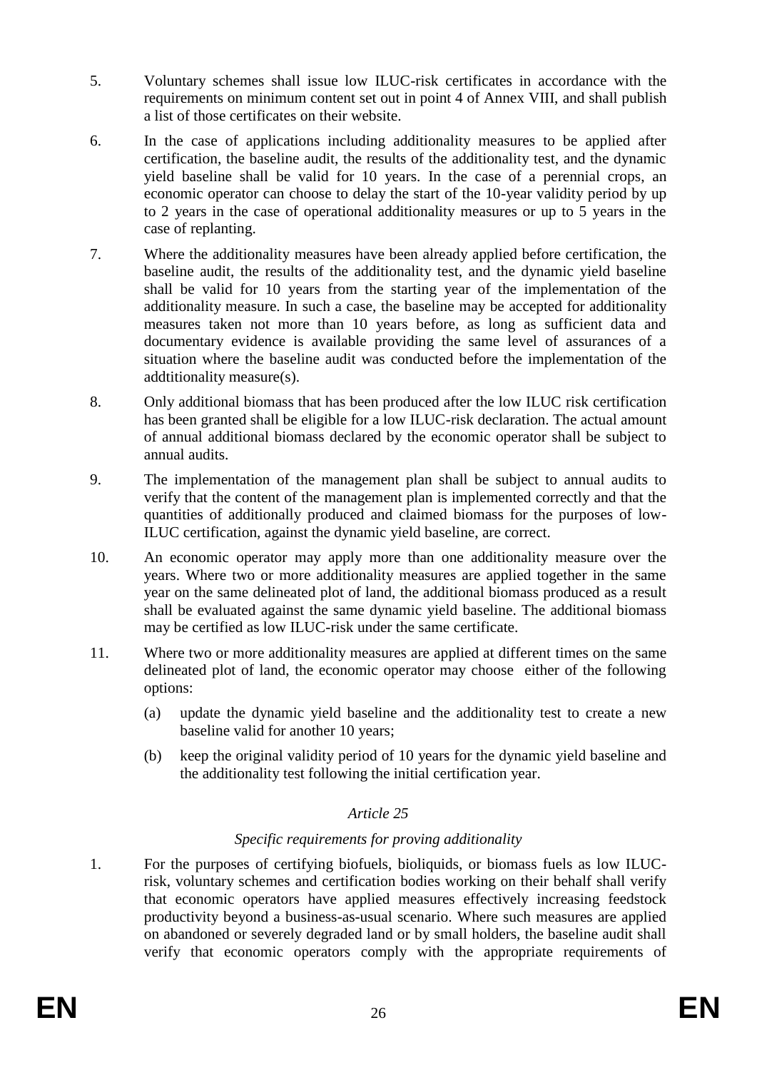5. Voluntary schemes shall issue low ILUC-risk certificates in accordance with the requirements on minimum content set out in point 4 of Annex VIII, and shall publish a list of those certificates on their website.

6. In the case of applications including additionality measures to be applied after certification, the baseline audit, the results of the additionality test, and the dynamic yield baseline shall be valid for 10 years. In the case of a perennial crops, an economic operator can choose to delay the start of the 10-year validity period by up to 2 years in the case of operational additionality measures or up to 5 years in the case of replanting.

7. Where the additionality measures have been already applied before certification, the baseline audit, the results of the additionality test, and the dynamic yield baseline shall be valid for 10 years from the starting year of the implementation of the additionality measure. In such a case, the baseline may be accepted for additionality measures taken not more than 10 years before, as long as sufficient data and documentary evidence is available providing the same level of assurances of a situation where the baseline audit was conducted before the implementation of the addtitionality measure(s).

8. Only additional biomass that has been produced after the low ILUC risk certification has been granted shall be eligible for a low ILUC-risk declaration. The actual amount of annual additional biomass declared by the economic operator shall be subject to annual audits.

9. The implementation of the management plan shall be subject to annual audits to verify that the content of the management plan is implemented correctly and that the quantities of additionally produced and claimed biomass for the purposes of low-ILUC certification, against the dynamic yield baseline, are correct.

10. An economic operator may apply more than one additionality measure over the years. Where two or more additionality measures are applied together in the same year on the same delineated plot of land, the additional biomass produced as a result shall be evaluated against the same dynamic yield baseline. The additional biomass may be certified as low ILUC-risk under the same certificate.

11. Where two or more additionality measures are applied at different times on the same delineated plot of land, the economic operator may choose either of the following options:

    (a) update the dynamic yield baseline and the additionality test to create a new baseline valid for another 10 years;

    (b) keep the original validity period of 10 years for the dynamic yield baseline and the additionality test following the initial certification year.

*Article 25*

*Specific requirements for proving additionality*

1. For the purposes of certifying biofuels, bioliquids, or biomass fuels as low ILUC-risk, voluntary schemes and certification bodies working on their behalf shall verify that economic operators have applied measures effectively increasing feedstock productivity beyond a business-as-usual scenario. Where such measures are applied on abandoned or severely degraded land or by small holders, the baseline audit shall verify that economic operators comply with the appropriate requirements of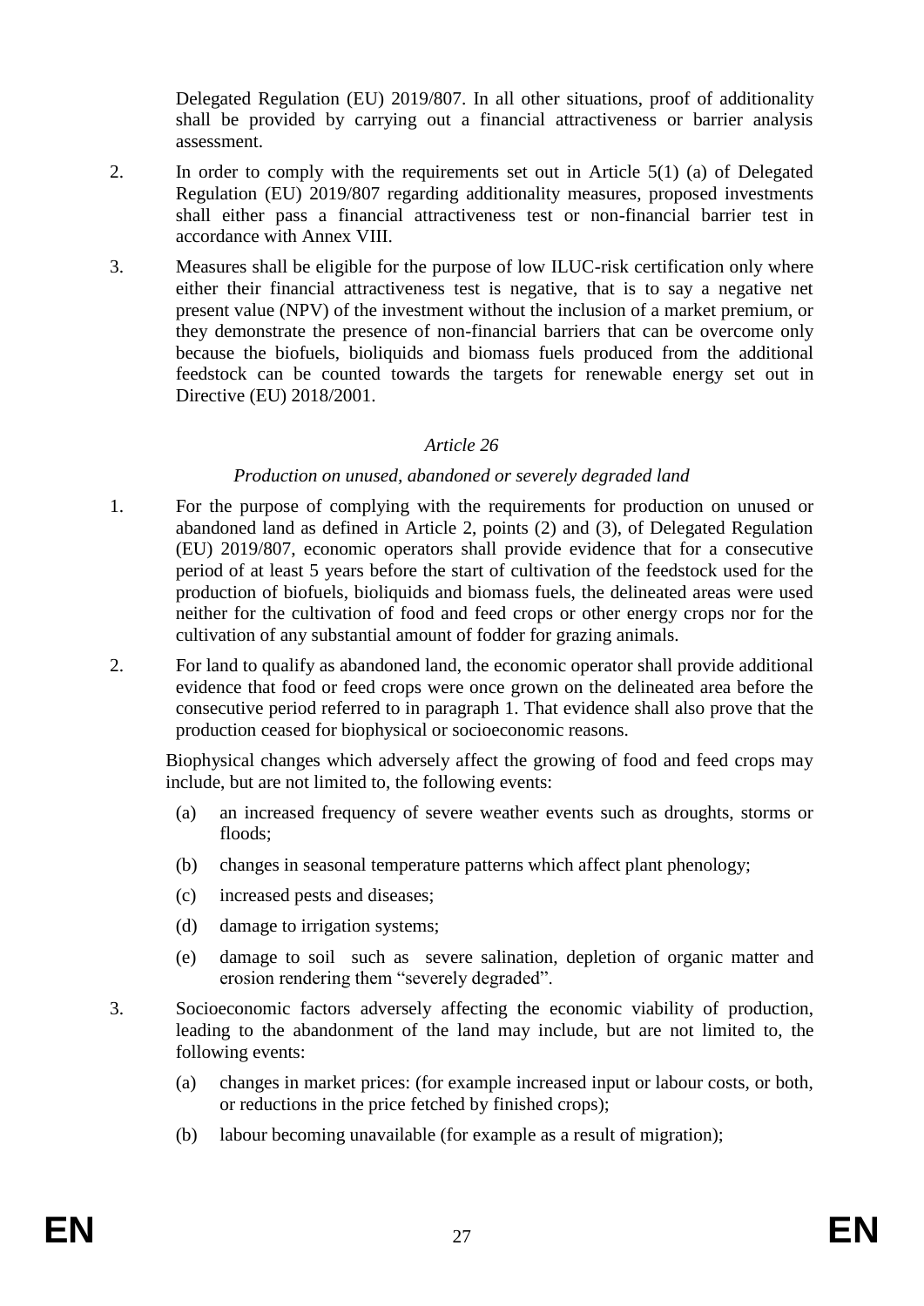Delegated Regulation (EU) 2019/807. In all other situations, proof of additionality shall be provided by carrying out a financial attractiveness or barrier analysis assessment.

2. In order to comply with the requirements set out in Article 5(1) (a) of Delegated Regulation (EU) 2019/807 regarding additionality measures, proposed investments shall either pass a financial attractiveness test or non-financial barrier test in accordance with Annex VIII.

3. Measures shall be eligible for the purpose of low ILUC-risk certification only where either their financial attractiveness test is negative, that is to say a negative net present value (NPV) of the investment without the inclusion of a market premium, or they demonstrate the presence of non-financial barriers that can be overcome only because the biofuels, bioliquids and biomass fuels produced from the additional feedstock can be counted towards the targets for renewable energy set out in Directive (EU) 2018/2001.

*Article 26*

*Production on unused, abandoned or severely degraded land*

1. For the purpose of complying with the requirements for production on unused or abandoned land as defined in Article 2, points (2) and (3), of Delegated Regulation (EU) 2019/807, economic operators shall provide evidence that for a consecutive period of at least 5 years before the start of cultivation of the feedstock used for the production of biofuels, bioliquids and biomass fuels, the delineated areas were used neither for the cultivation of food and feed crops or other energy crops nor for the cultivation of any substantial amount of fodder for grazing animals.

2. For land to qualify as abandoned land, the economic operator shall provide additional evidence that food or feed crops were once grown on the delineated area before the consecutive period referred to in paragraph 1. That evidence shall also prove that the production ceased for biophysical or socioeconomic reasons.

   Biophysical changes which adversely affect the growing of food and feed crops may include, but are not limited to, the following events:

   (a) an increased frequency of severe weather events such as droughts, storms or floods;

   (b) changes in seasonal temperature patterns which affect plant phenology;

   (c) increased pests and diseases;

   (d) damage to irrigation systems;

   (e) damage to soil such as severe salination, depletion of organic matter and erosion rendering them "severely degraded".

3. Socioeconomic factors adversely affecting the economic viability of production, leading to the abandonment of the land may include, but are not limited to, the following events:

   (a) changes in market prices: (for example increased input or labour costs, or both, or reductions in the price fetched by finished crops);

   (b) labour becoming unavailable (for example as a result of migration);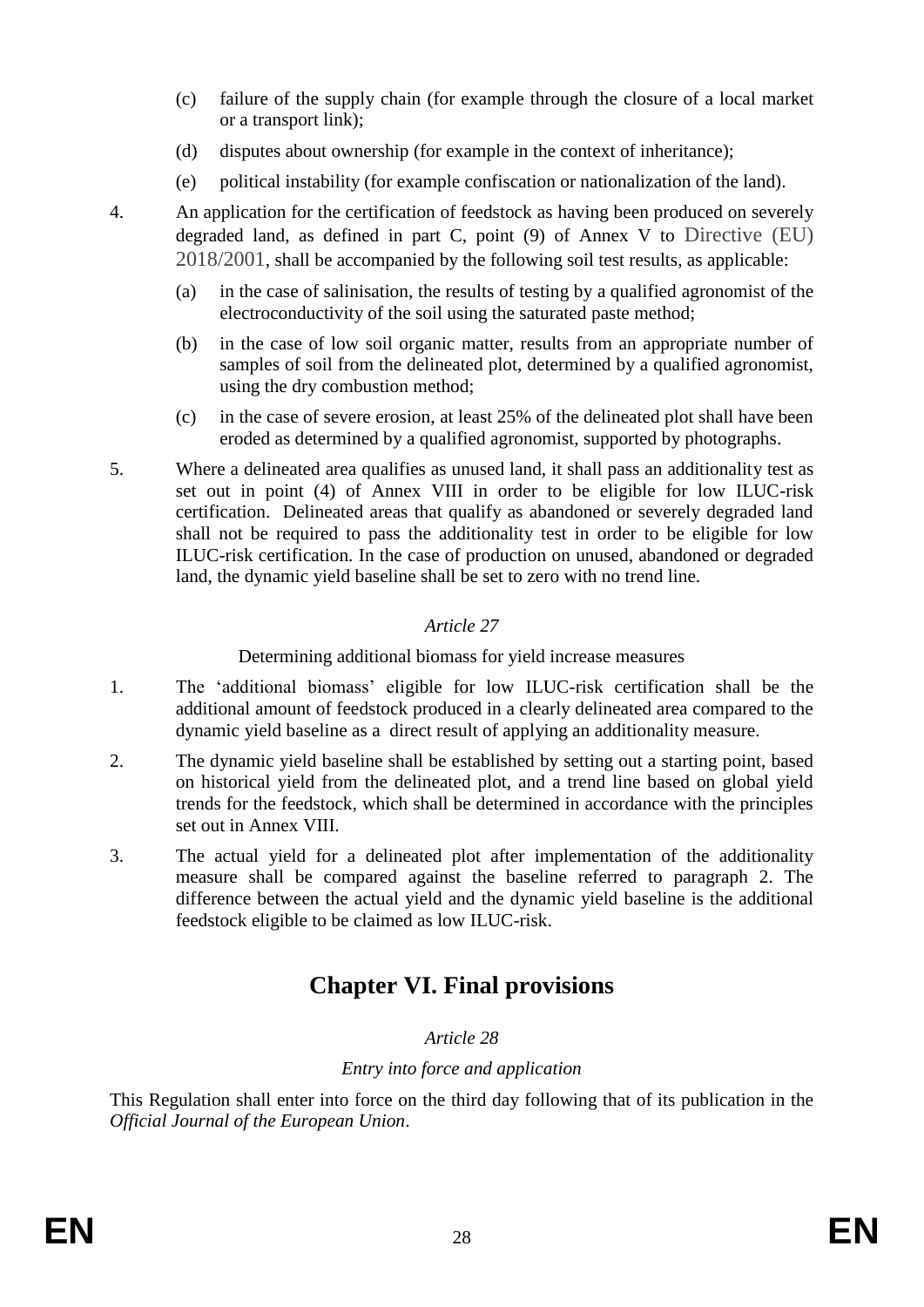(c) failure of the supply chain (for example through the closure of a local market or a transport link);

(d) disputes about ownership (for example in the context of inheritance);

(e) political instability (for example confiscation or nationalization of the land).

4. An application for the certification of feedstock as having been produced on severely degraded land, as defined in part C, point (9) of Annex V to Directive (EU) 2018/2001, shall be accompanied by the following soil test results, as applicable:

   (a) in the case of salinisation, the results of testing by a qualified agronomist of the electroconductivity of the soil using the saturated paste method;

   (b) in the case of low soil organic matter, results from an appropriate number of samples of soil from the delineated plot, determined by a qualified agronomist, using the dry combustion method;

   (c) in the case of severe erosion, at least 25% of the delineated plot shall have been eroded as determined by a qualified agronomist, supported by photographs.

5. Where a delineated area qualifies as unused land, it shall pass an additionality test as set out in point (4) of Annex VIII in order to be eligible for low ILUC-risk certification. Delineated areas that qualify as abandoned or severely degraded land shall not be required to pass the additionality test in order to be eligible for low ILUC-risk certification. In the case of production on unused, abandoned or degraded land, the dynamic yield baseline shall be set to zero with no trend line.

*Article 27*

Determining additional biomass for yield increase measures

1. The 'additional biomass' eligible for low ILUC-risk certification shall be the additional amount of feedstock produced in a clearly delineated area compared to the dynamic yield baseline as a direct result of applying an additionality measure.

2. The dynamic yield baseline shall be established by setting out a starting point, based on historical yield from the delineated plot, and a trend line based on global yield trends for the feedstock, which shall be determined in accordance with the principles set out in Annex VIII.

3. The actual yield for a delineated plot after implementation of the additionality measure shall be compared against the baseline referred to paragraph 2. The difference between the actual yield and the dynamic yield baseline is the additional feedstock eligible to be claimed as low ILUC-risk.

# Chapter VI. Final provisions

*Article 28*

*Entry into force and application*

This Regulation shall enter into force on the third day following that of its publication in the *Official Journal of the European Union*.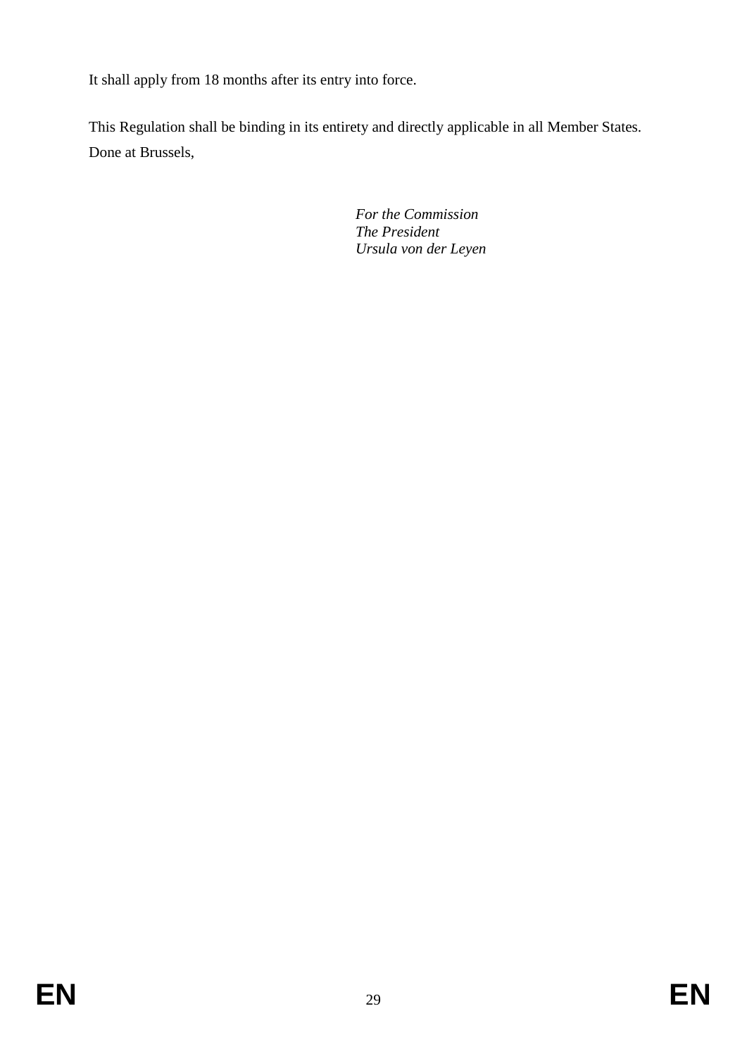It shall apply from 18 months after its entry into force.

This Regulation shall be binding in its entirety and directly applicable in all Member States.

Done at Brussels,

*For the Commission*
*The President*
*Ursula von der Leyen*